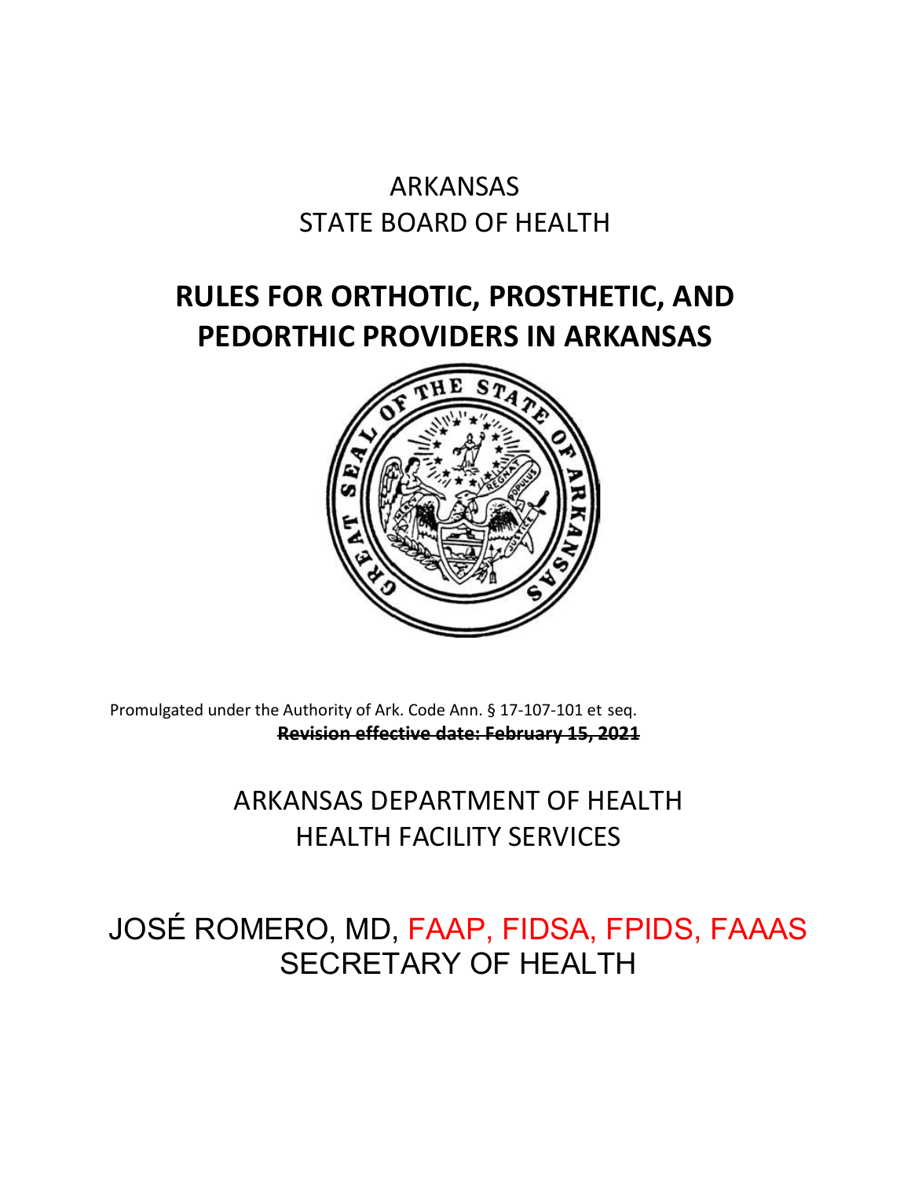# ARKANSAS
# STATE BOARD OF HEALTH

# RULES FOR ORTHOTIC, PROSTHETIC, AND PEDORTHIC PROVIDERS IN ARKANSAS

Promulgated under the Authority of Ark. Code Ann. § 17-107-101 et seq.

~~**Revision effective date: February 15, 2021**~~

ARKANSAS DEPARTMENT OF HEALTH
HEALTH FACILITY SERVICES

JOSÉ ROMERO, MD, FAAP, FIDSA, FPIDS, FAAAS
SECRETARY OF HEALTH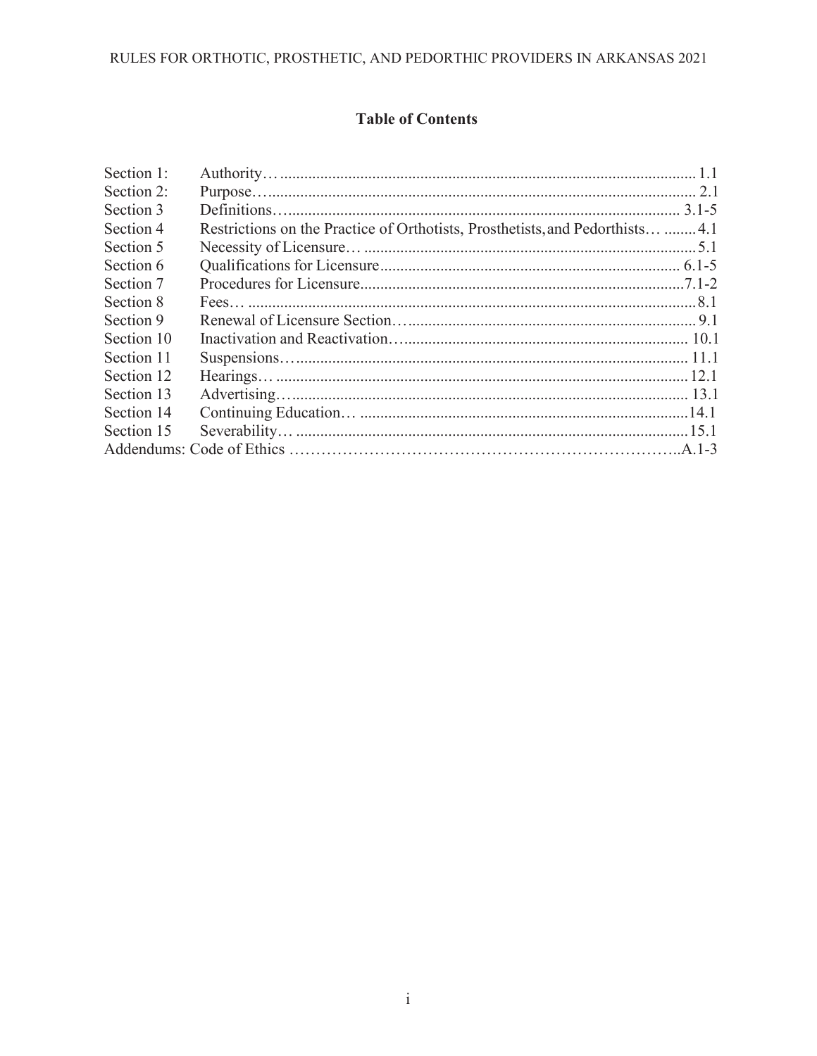## Table of Contents

| | | |
|---|---|---|
| Section 1: | Authority… | 1.1 |
| Section 2: | Purpose… | 2.1 |
| Section 3 | Definitions… | 3.1-5 |
| Section 4 | Restrictions on the Practice of Orthotists, Prosthetists, and Pedorthists… | 4.1 |
| Section 5 | Necessity of Licensure… | 5.1 |
| Section 6 | Qualifications for Licensure | 6.1-5 |
| Section 7 | Procedures for Licensure | 7.1-2 |
| Section 8 | Fees… | 8.1 |
| Section 9 | Renewal of Licensure Section… | 9.1 |
| Section 10 | Inactivation and Reactivation… | 10.1 |
| Section 11 | Suspensions… | 11.1 |
| Section 12 | Hearings… | 12.1 |
| Section 13 | Advertising… | 13.1 |
| Section 14 | Continuing Education… | 14.1 |
| Section 15 | Severability… | 15.1 |
| Addendums: Code of Ethics | | A.1-3 |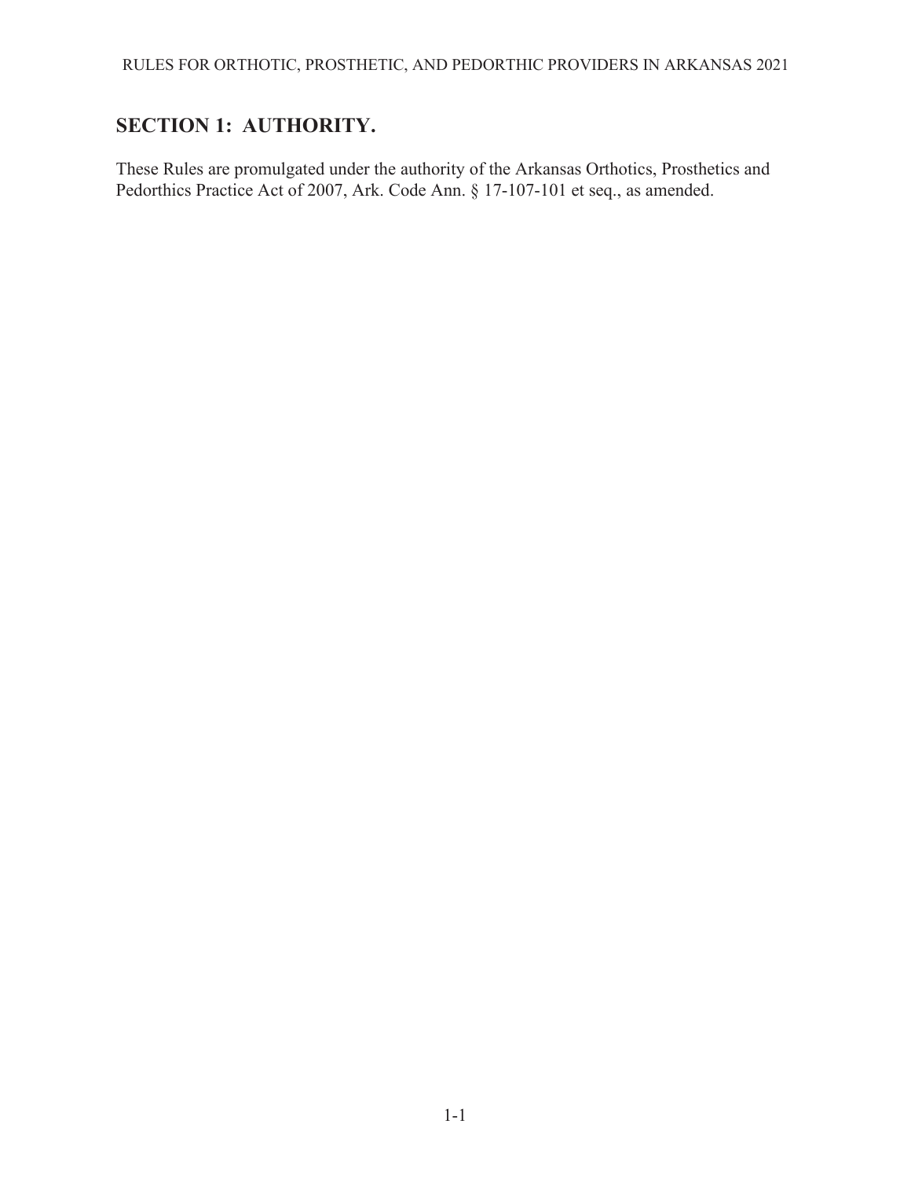## SECTION 1: AUTHORITY.

These Rules are promulgated under the authority of the Arkansas Orthotics, Prosthetics and Pedorthics Practice Act of 2007, Ark. Code Ann. § 17-107-101 et seq., as amended.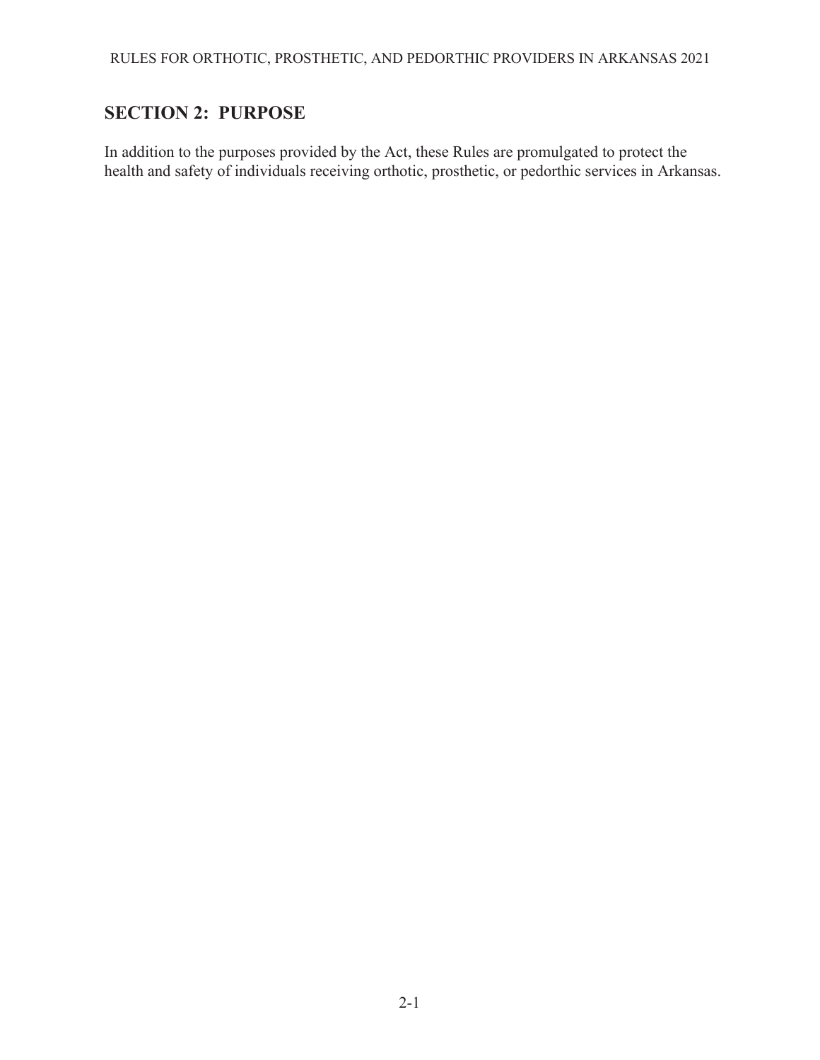## SECTION 2: PURPOSE

In addition to the purposes provided by the Act, these Rules are promulgated to protect the health and safety of individuals receiving orthotic, prosthetic, or pedorthic services in Arkansas.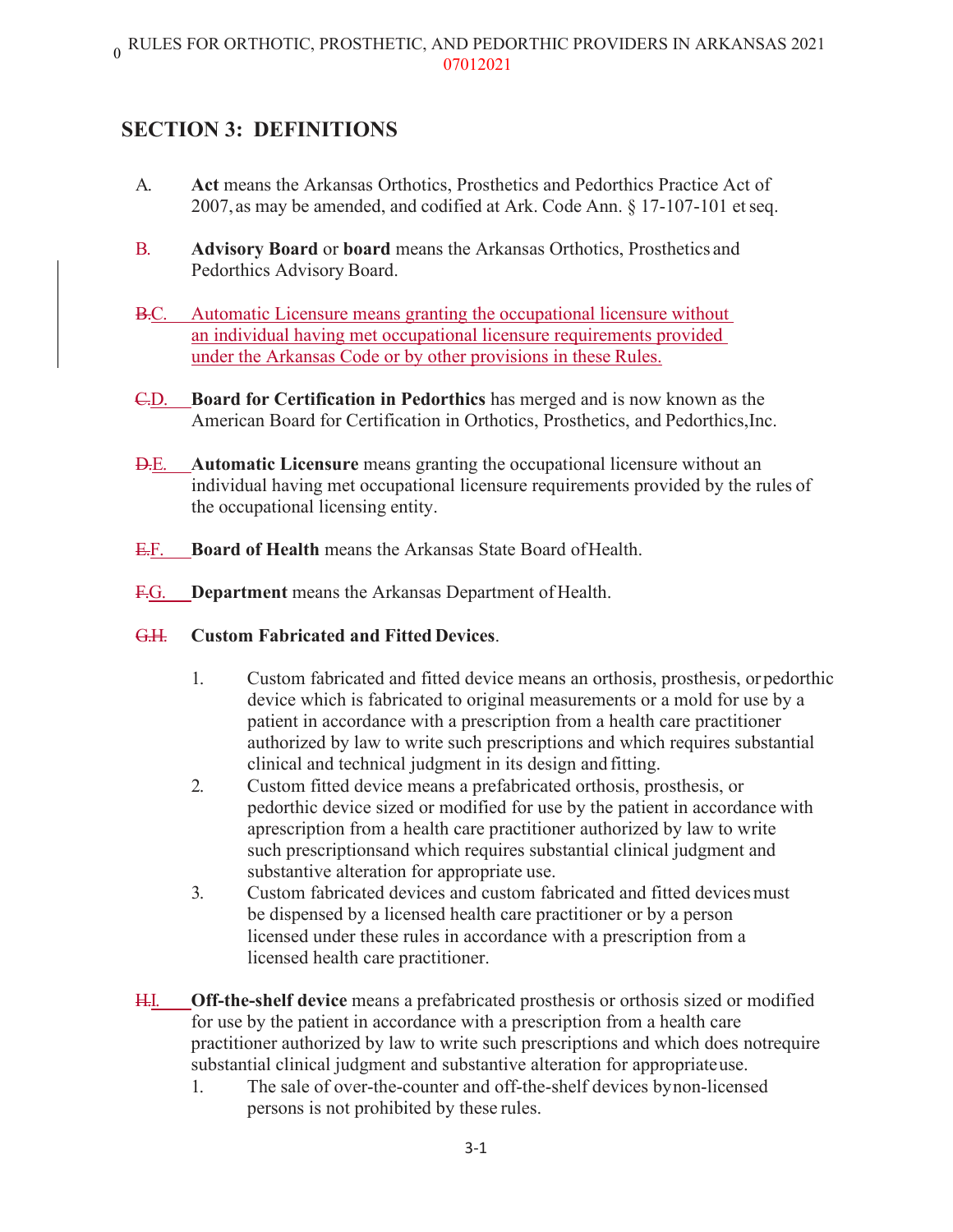## SECTION 3: DEFINITIONS

A. **Act** means the Arkansas Orthotics, Prosthetics and Pedorthics Practice Act of 2007, as may be amended, and codified at Ark. Code Ann. § 17-107-101 et seq.

B. **Advisory Board** or **board** means the Arkansas Orthotics, Prosthetics and Pedorthics Advisory Board.

~~B.~~C. Automatic Licensure means granting the occupational licensure without an individual having met occupational licensure requirements provided under the Arkansas Code or by other provisions in these Rules.

~~C.~~D. **Board for Certification in Pedorthics** has merged and is now known as the American Board for Certification in Orthotics, Prosthetics, and Pedorthics, Inc.

~~D.~~E. **Automatic Licensure** means granting the occupational licensure without an individual having met occupational licensure requirements provided by the rules of the occupational licensing entity.

~~E.~~F. **Board of Health** means the Arkansas State Board of Health.

~~F.~~G. **Department** means the Arkansas Department of Health.

~~G.~~H. **Custom Fabricated and Fitted Devices**.

1. Custom fabricated and fitted device means an orthosis, prosthesis, or pedorthic device which is fabricated to original measurements or a mold for use by a patient in accordance with a prescription from a health care practitioner authorized by law to write such prescriptions and which requires substantial clinical and technical judgment in its design and fitting.
2. Custom fitted device means a prefabricated orthosis, prosthesis, or pedorthic device sized or modified for use by the patient in accordance with a prescription from a health care practitioner authorized by law to write such prescriptions and which requires substantial clinical judgment and substantive alteration for appropriate use.
3. Custom fabricated devices and custom fabricated and fitted devices must be dispensed by a licensed health care practitioner or by a person licensed under these rules in accordance with a prescription from a licensed health care practitioner.

~~H.~~I. **Off-the-shelf device** means a prefabricated prosthesis or orthosis sized or modified for use by the patient in accordance with a prescription from a health care practitioner authorized by law to write such prescriptions and which does not require substantial clinical judgment and substantive alteration for appropriate use.

1. The sale of over-the-counter and off-the-shelf devices by non-licensed persons is not prohibited by these rules.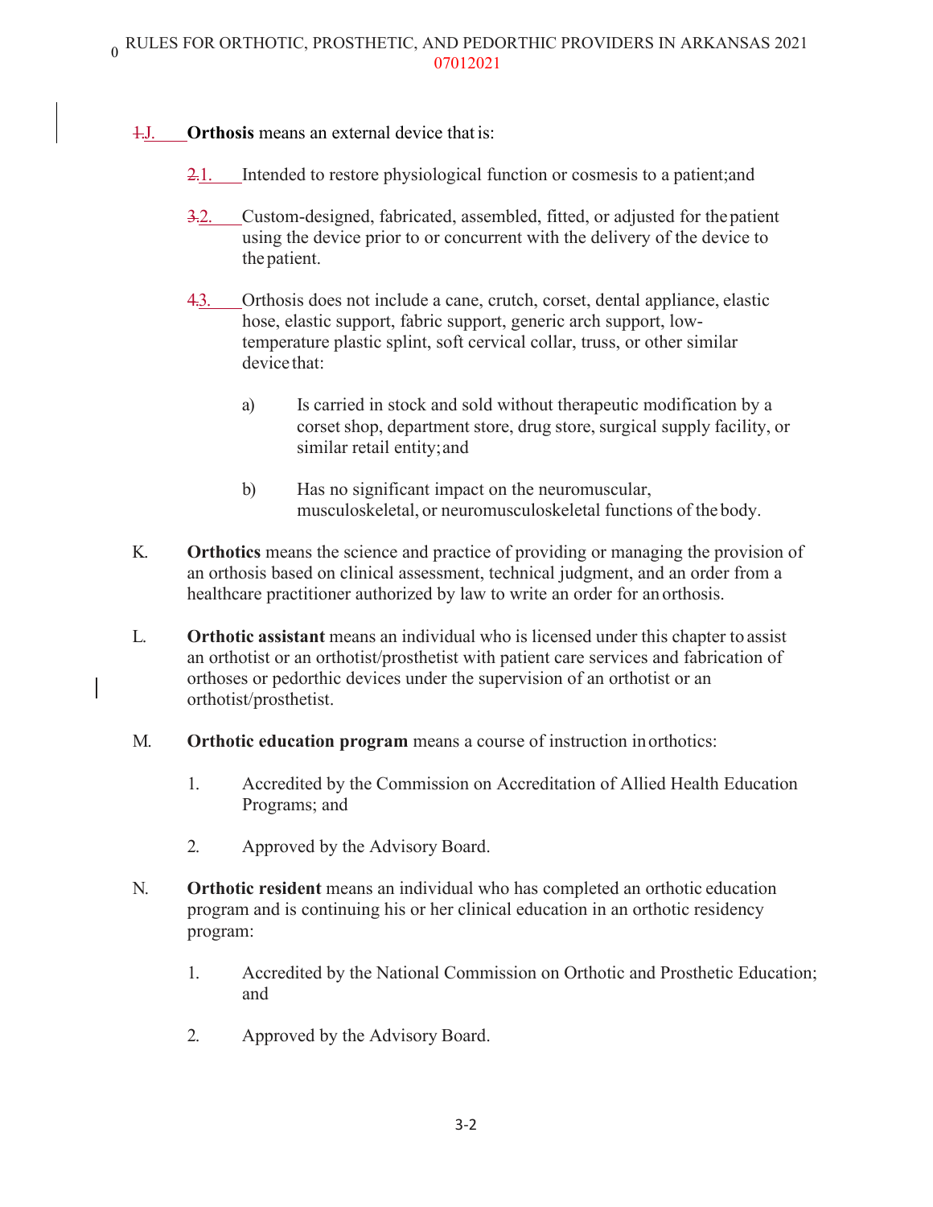~~1.~~J. **Orthosis** means an external device that is:

~~2.~~1. Intended to restore physiological function or cosmesis to a patient; and

~~3.~~2. Custom-designed, fabricated, assembled, fitted, or adjusted for the patient using the device prior to or concurrent with the delivery of the device to the patient.

~~4.~~3. Orthosis does not include a cane, crutch, corset, dental appliance, elastic hose, elastic support, fabric support, generic arch support, low-temperature plastic splint, soft cervical collar, truss, or other similar device that:

a) Is carried in stock and sold without therapeutic modification by a corset shop, department store, drug store, surgical supply facility, or similar retail entity; and

b) Has no significant impact on the neuromuscular, musculoskeletal, or neuromusculoskeletal functions of the body.

K. **Orthotics** means the science and practice of providing or managing the provision of an orthosis based on clinical assessment, technical judgment, and an order from a healthcare practitioner authorized by law to write an order for an orthosis.

L. **Orthotic assistant** means an individual who is licensed under this chapter to assist an orthotist or an orthotist/prosthetist with patient care services and fabrication of orthoses or pedorthic devices under the supervision of an orthotist or an orthotist/prosthetist.

M. **Orthotic education program** means a course of instruction in orthotics:

1. Accredited by the Commission on Accreditation of Allied Health Education Programs; and

2. Approved by the Advisory Board.

N. **Orthotic resident** means an individual who has completed an orthotic education program and is continuing his or her clinical education in an orthotic residency program:

1. Accredited by the National Commission on Orthotic and Prosthetic Education; and

2. Approved by the Advisory Board.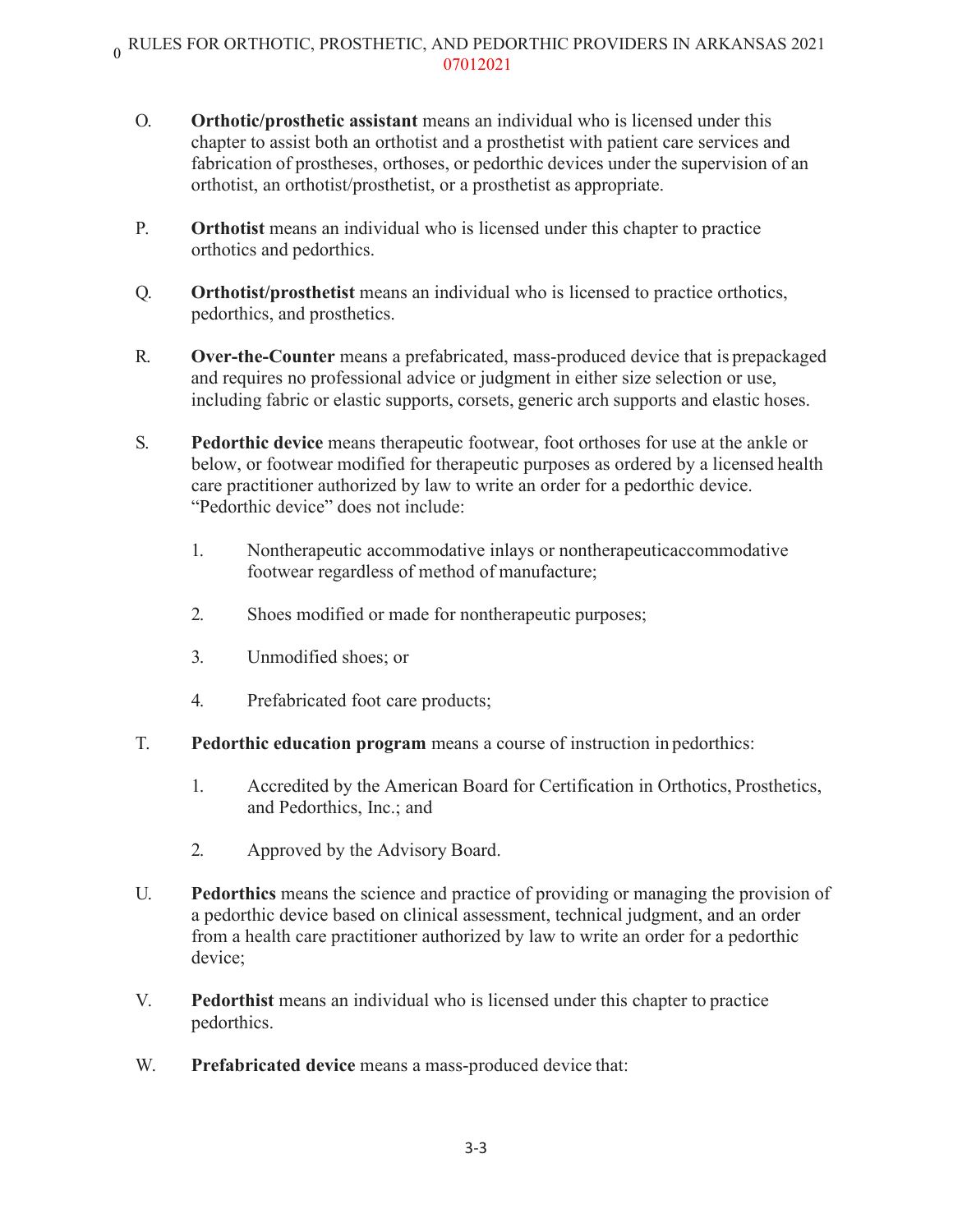O. **Orthotic/prosthetic assistant** means an individual who is licensed under this chapter to assist both an orthotist and a prosthetist with patient care services and fabrication of prostheses, orthoses, or pedorthic devices under the supervision of an orthotist, an orthotist/prosthetist, or a prosthetist as appropriate.

P. **Orthotist** means an individual who is licensed under this chapter to practice orthotics and pedorthics.

Q. **Orthotist/prosthetist** means an individual who is licensed to practice orthotics, pedorthics, and prosthetics.

R. **Over-the-Counter** means a prefabricated, mass-produced device that is prepackaged and requires no professional advice or judgment in either size selection or use, including fabric or elastic supports, corsets, generic arch supports and elastic hoses.

S. **Pedorthic device** means therapeutic footwear, foot orthoses for use at the ankle or below, or footwear modified for therapeutic purposes as ordered by a licensed health care practitioner authorized by law to write an order for a pedorthic device. "Pedorthic device" does not include:

   1. Nontherapeutic accommodative inlays or nontherapeuticaccommodative footwear regardless of method of manufacture;

   2. Shoes modified or made for nontherapeutic purposes;

   3. Unmodified shoes; or

   4. Prefabricated foot care products;

T. **Pedorthic education program** means a course of instruction in pedorthics:

   1. Accredited by the American Board for Certification in Orthotics, Prosthetics, and Pedorthics, Inc.; and

   2. Approved by the Advisory Board.

U. **Pedorthics** means the science and practice of providing or managing the provision of a pedorthic device based on clinical assessment, technical judgment, and an order from a health care practitioner authorized by law to write an order for a pedorthic device;

V. **Pedorthist** means an individual who is licensed under this chapter to practice pedorthics.

W. **Prefabricated device** means a mass-produced device that: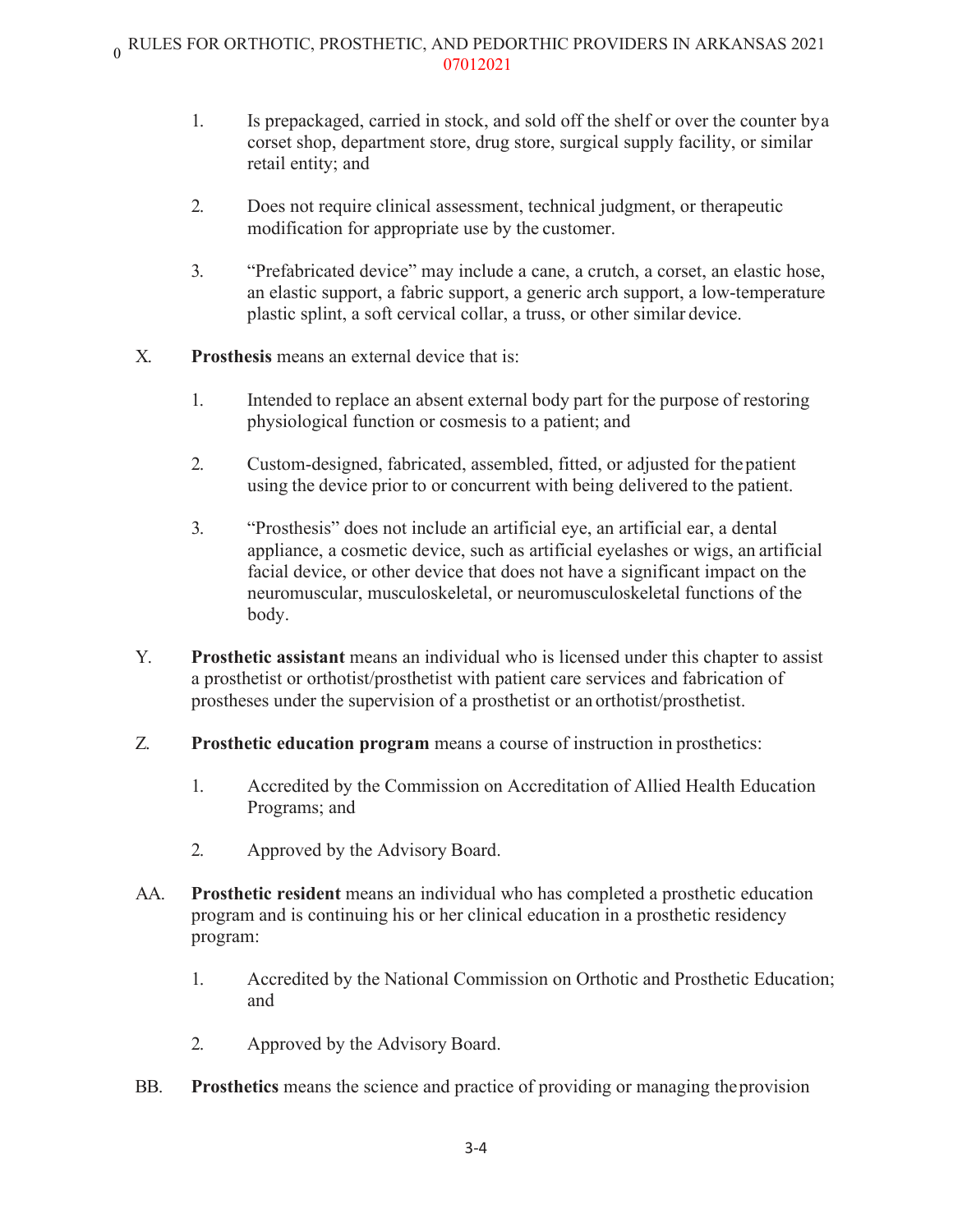1. Is prepackaged, carried in stock, and sold off the shelf or over the counter by a corset shop, department store, drug store, surgical supply facility, or similar retail entity; and

2. Does not require clinical assessment, technical judgment, or therapeutic modification for appropriate use by the customer.

3. "Prefabricated device" may include a cane, a crutch, a corset, an elastic hose, an elastic support, a fabric support, a generic arch support, a low-temperature plastic splint, a soft cervical collar, a truss, or other similar device.

X. **Prosthesis** means an external device that is:

1. Intended to replace an absent external body part for the purpose of restoring physiological function or cosmesis to a patient; and

2. Custom-designed, fabricated, assembled, fitted, or adjusted for the patient using the device prior to or concurrent with being delivered to the patient.

3. "Prosthesis" does not include an artificial eye, an artificial ear, a dental appliance, a cosmetic device, such as artificial eyelashes or wigs, an artificial facial device, or other device that does not have a significant impact on the neuromuscular, musculoskeletal, or neuromusculoskeletal functions of the body.

Y. **Prosthetic assistant** means an individual who is licensed under this chapter to assist a prosthetist or orthotist/prosthetist with patient care services and fabrication of prostheses under the supervision of a prosthetist or an orthotist/prosthetist.

Z. **Prosthetic education program** means a course of instruction in prosthetics:

1. Accredited by the Commission on Accreditation of Allied Health Education Programs; and

2. Approved by the Advisory Board.

AA. **Prosthetic resident** means an individual who has completed a prosthetic education program and is continuing his or her clinical education in a prosthetic residency program:

1. Accredited by the National Commission on Orthotic and Prosthetic Education; and

2. Approved by the Advisory Board.

BB. **Prosthetics** means the science and practice of providing or managing the provision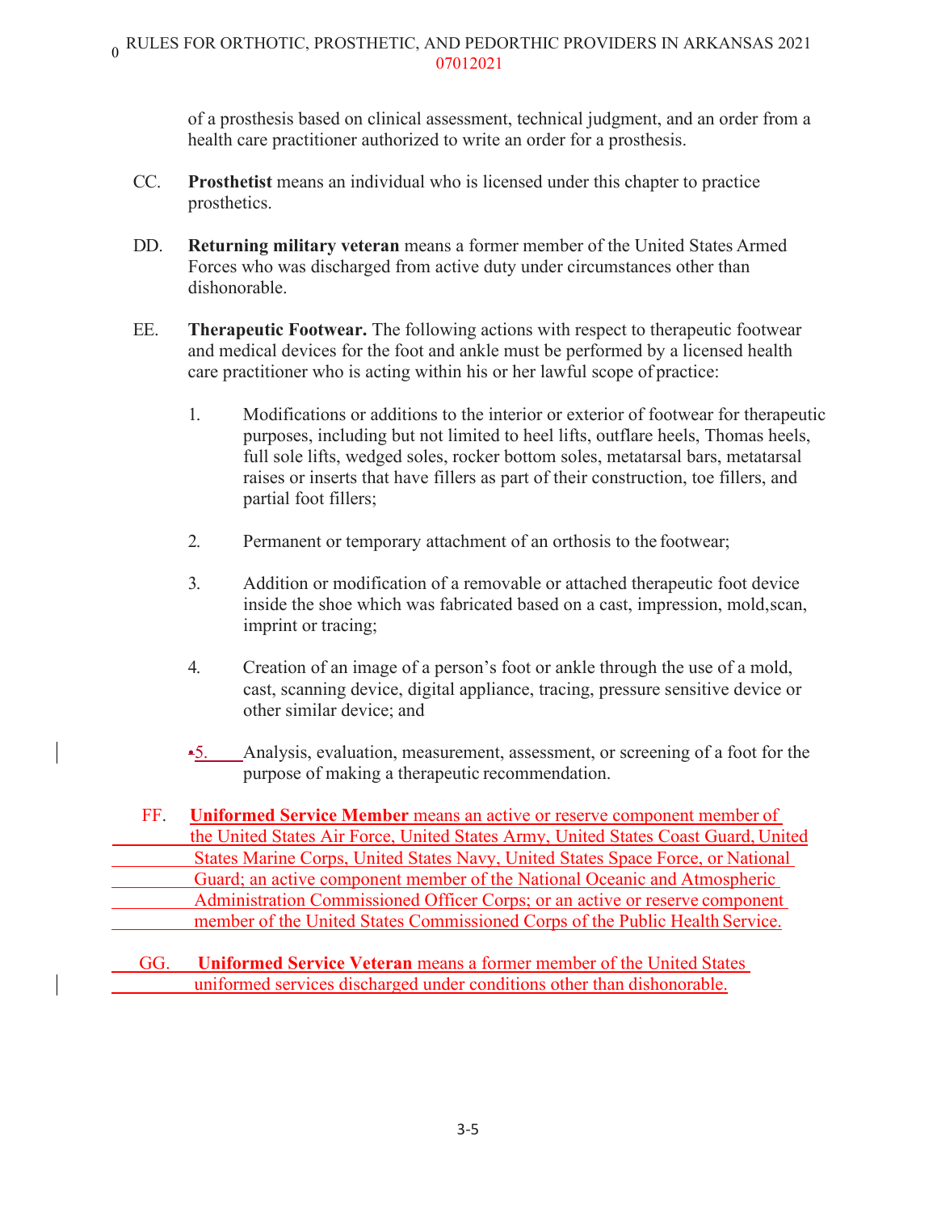of a prosthesis based on clinical assessment, technical judgment, and an order from a health care practitioner authorized to write an order for a prosthesis.

CC. **Prosthetist** means an individual who is licensed under this chapter to practice prosthetics.

DD. **Returning military veteran** means a former member of the United States Armed Forces who was discharged from active duty under circumstances other than dishonorable.

EE. **Therapeutic Footwear.** The following actions with respect to therapeutic footwear and medical devices for the foot and ankle must be performed by a licensed health care practitioner who is acting within his or her lawful scope of practice:

1. Modifications or additions to the interior or exterior of footwear for therapeutic purposes, including but not limited to heel lifts, outflare heels, Thomas heels, full sole lifts, wedged soles, rocker bottom soles, metatarsal bars, metatarsal raises or inserts that have fillers as part of their construction, toe fillers, and partial foot fillers;

2. Permanent or temporary attachment of an orthosis to the footwear;

3. Addition or modification of a removable or attached therapeutic foot device inside the shoe which was fabricated based on a cast, impression, mold, scan, imprint or tracing;

4. Creation of an image of a person's foot or ankle through the use of a mold, cast, scanning device, digital appliance, tracing, pressure sensitive device or other similar device; and

5. Analysis, evaluation, measurement, assessment, or screening of a foot for the purpose of making a therapeutic recommendation.

FF. **Uniformed Service Member** means an active or reserve component member of the United States Air Force, United States Army, United States Coast Guard, United States Marine Corps, United States Navy, United States Space Force, or National Guard; an active component member of the National Oceanic and Atmospheric Administration Commissioned Officer Corps; or an active or reserve component member of the United States Commissioned Corps of the Public Health Service.

GG. **Uniformed Service Veteran** means a former member of the United States uniformed services discharged under conditions other than dishonorable.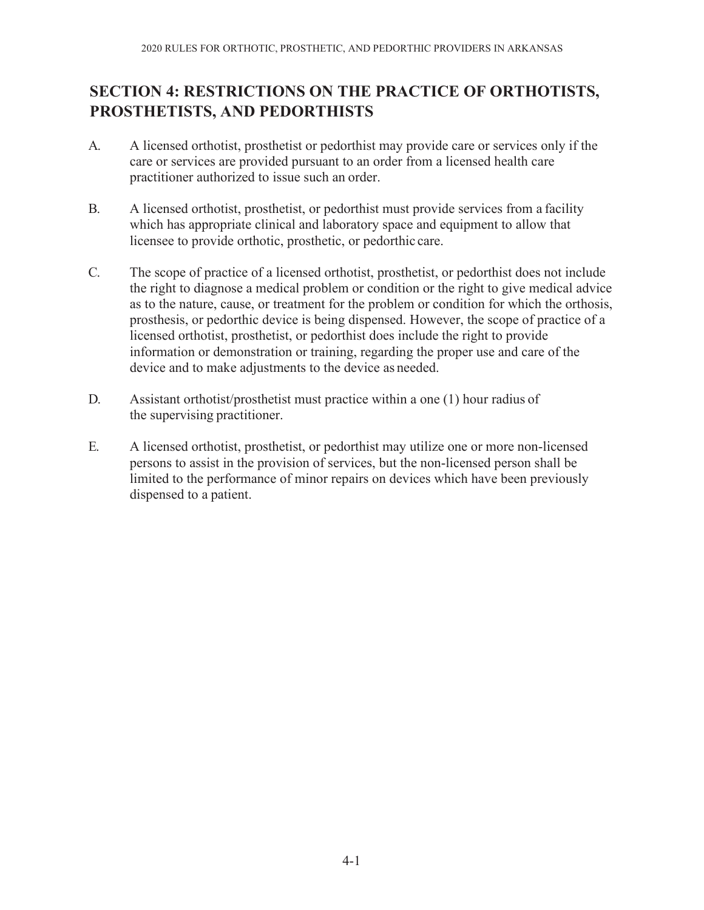## SECTION 4: RESTRICTIONS ON THE PRACTICE OF ORTHOTISTS, PROSTHETISTS, AND PEDORTHISTS

A. A licensed orthotist, prosthetist or pedorthist may provide care or services only if the care or services are provided pursuant to an order from a licensed health care practitioner authorized to issue such an order.

B. A licensed orthotist, prosthetist, or pedorthist must provide services from a facility which has appropriate clinical and laboratory space and equipment to allow that licensee to provide orthotic, prosthetic, or pedorthic care.

C. The scope of practice of a licensed orthotist, prosthetist, or pedorthist does not include the right to diagnose a medical problem or condition or the right to give medical advice as to the nature, cause, or treatment for the problem or condition for which the orthosis, prosthesis, or pedorthic device is being dispensed. However, the scope of practice of a licensed orthotist, prosthetist, or pedorthist does include the right to provide information or demonstration or training, regarding the proper use and care of the device and to make adjustments to the device as needed.

D. Assistant orthotist/prosthetist must practice within a one (1) hour radius of the supervising practitioner.

E. A licensed orthotist, prosthetist, or pedorthist may utilize one or more non-licensed persons to assist in the provision of services, but the non-licensed person shall be limited to the performance of minor repairs on devices which have been previously dispensed to a patient.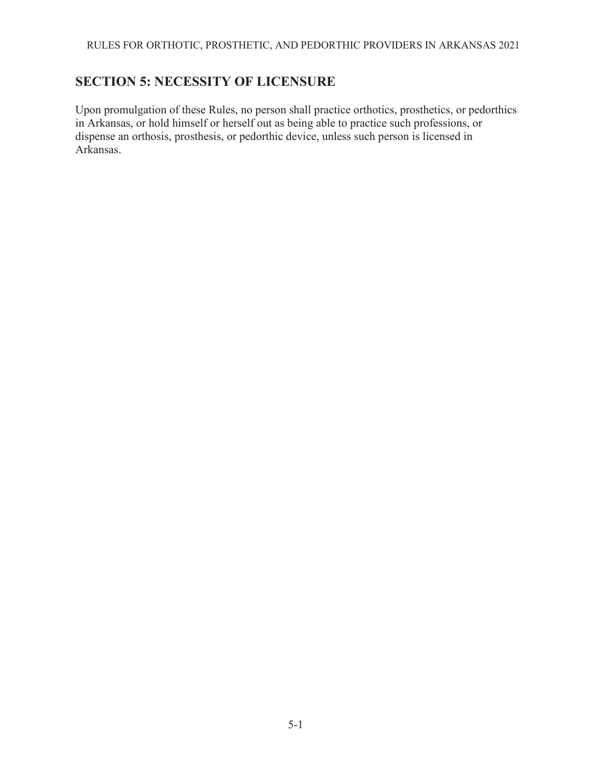## SECTION 5: NECESSITY OF LICENSURE

Upon promulgation of these Rules, no person shall practice orthotics, prosthetics, or pedorthics in Arkansas, or hold himself or herself out as being able to practice such professions, or dispense an orthosis, prosthesis, or pedorthic device, unless such person is licensed in Arkansas.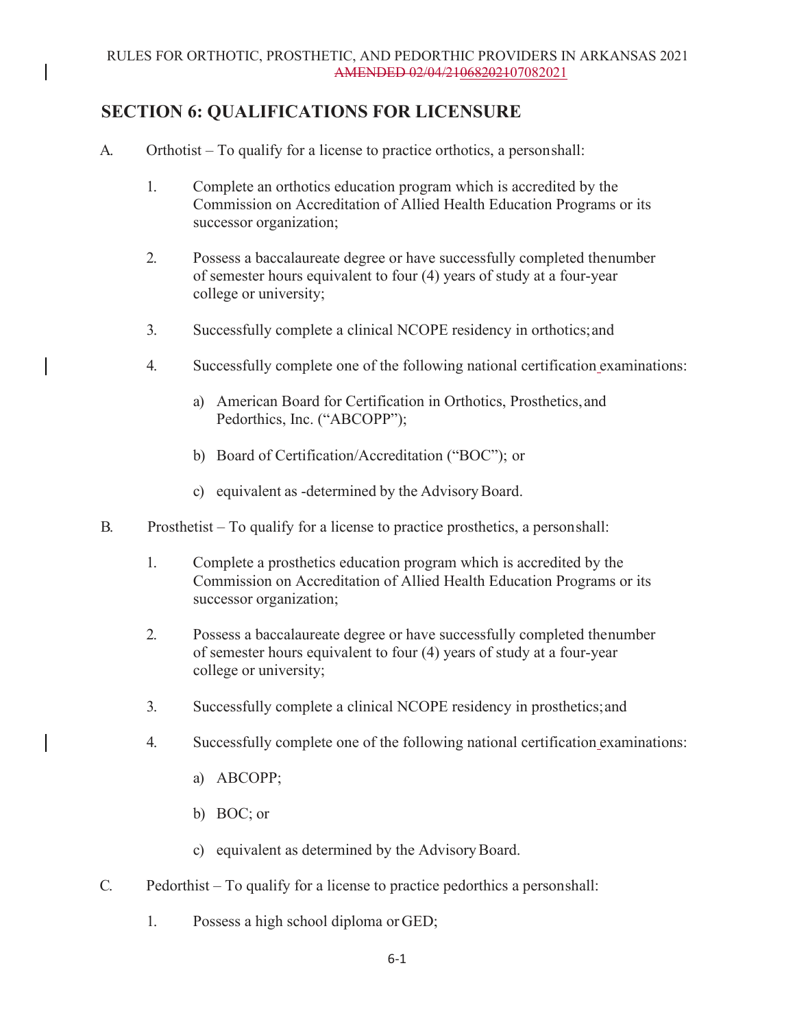## SECTION 6: QUALIFICATIONS FOR LICENSURE

A. Orthotist – To qualify for a license to practice orthotics, a person shall:

1. Complete an orthotics education program which is accredited by the Commission on Accreditation of Allied Health Education Programs or its successor organization;

2. Possess a baccalaureate degree or have successfully completed the number of semester hours equivalent to four (4) years of study at a four-year college or university;

3. Successfully complete a clinical NCOPE residency in orthotics; and

4. Successfully complete one of the following national certification examinations:

   a) American Board for Certification in Orthotics, Prosthetics, and Pedorthics, Inc. ("ABCOPP");

   b) Board of Certification/Accreditation ("BOC"); or

   c) equivalent as determined by the Advisory Board.

B. Prosthetist – To qualify for a license to practice prosthetics, a person shall:

1. Complete a prosthetics education program which is accredited by the Commission on Accreditation of Allied Health Education Programs or its successor organization;

2. Possess a baccalaureate degree or have successfully completed the number of semester hours equivalent to four (4) years of study at a four-year college or university;

3. Successfully complete a clinical NCOPE residency in prosthetics; and

4. Successfully complete one of the following national certification examinations:

   a) ABCOPP;

   b) BOC; or

   c) equivalent as determined by the Advisory Board.

C. Pedorthist – To qualify for a license to practice pedorthics a person shall:

1. Possess a high school diploma or GED;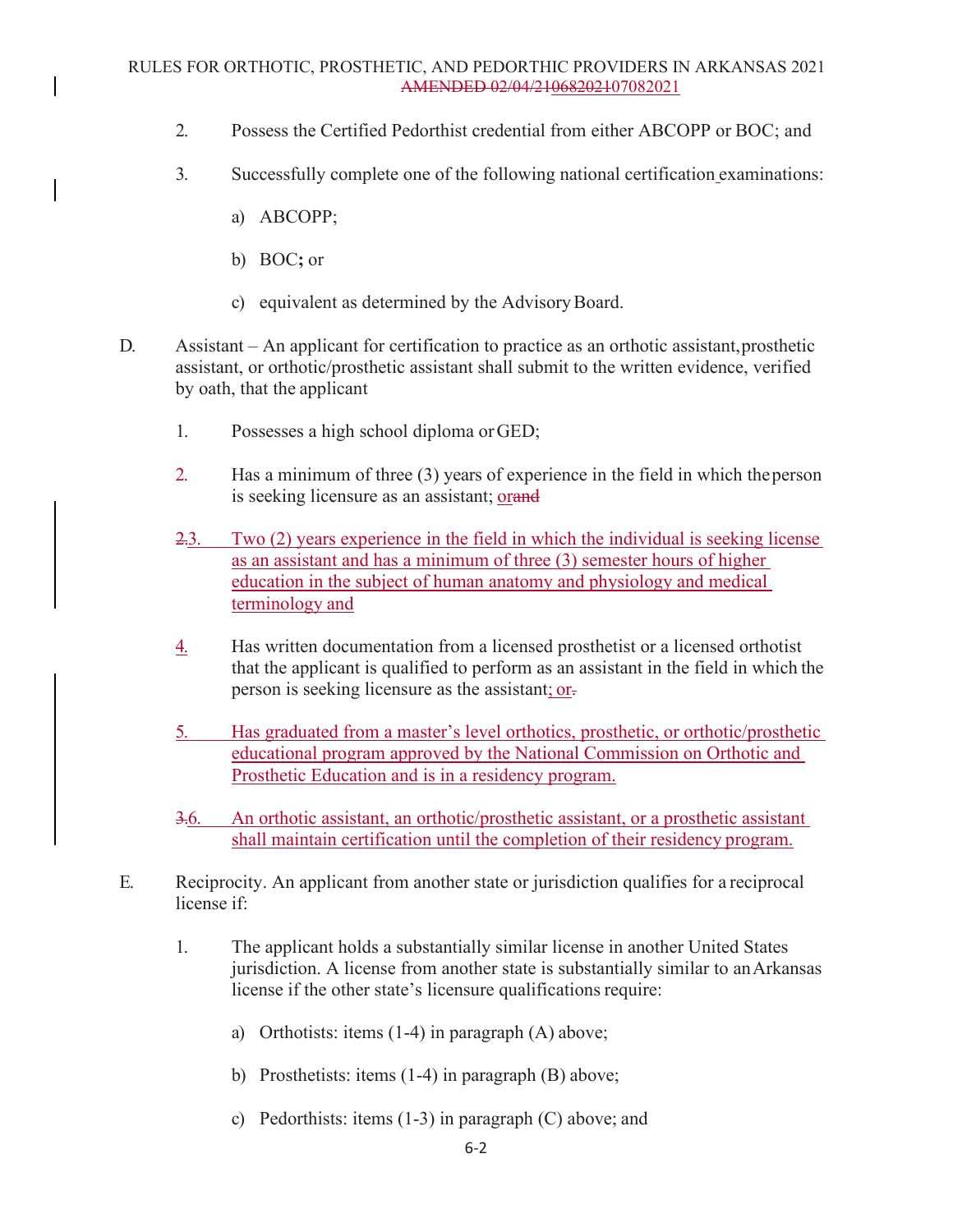2. Possess the Certified Pedorthist credential from either ABCOPP or BOC; and

3. Successfully complete one of the following national certification examinations:

   a) ABCOPP;

   b) BOC**;** or

   c) equivalent as determined by the Advisory Board.

D. Assistant – An applicant for certification to practice as an orthotic assistant, prosthetic assistant, or orthotic/prosthetic assistant shall submit to the written evidence, verified by oath, that the applicant

1. Possesses a high school diploma or GED;

2. Has a minimum of three (3) years of experience in the field in which the person is seeking licensure as an assistant; ~~and~~ or

~~2.~~ 3. Two (2) years experience in the field in which the individual is seeking license as an assistant and has a minimum of three (3) semester hours of higher education in the subject of human anatomy and physiology and medical terminology and

4. Has written documentation from a licensed prosthetist or a licensed orthotist that the applicant is qualified to perform as an assistant in the field in which the person is seeking licensure as the assistant~~.~~; or

5. Has graduated from a master's level orthotics, prosthetic, or orthotic/prosthetic educational program approved by the National Commission on Orthotic and Prosthetic Education and is in a residency program.

~~3.~~ 6. An orthotic assistant, an orthotic/prosthetic assistant, or a prosthetic assistant shall maintain certification until the completion of their residency program.

E. Reciprocity. An applicant from another state or jurisdiction qualifies for a reciprocal license if:

1. The applicant holds a substantially similar license in another United States jurisdiction. A license from another state is substantially similar to an Arkansas license if the other state's licensure qualifications require:

   a) Orthotists: items (1-4) in paragraph (A) above;

   b) Prosthetists: items (1-4) in paragraph (B) above;

   c) Pedorthists: items (1-3) in paragraph (C) above; and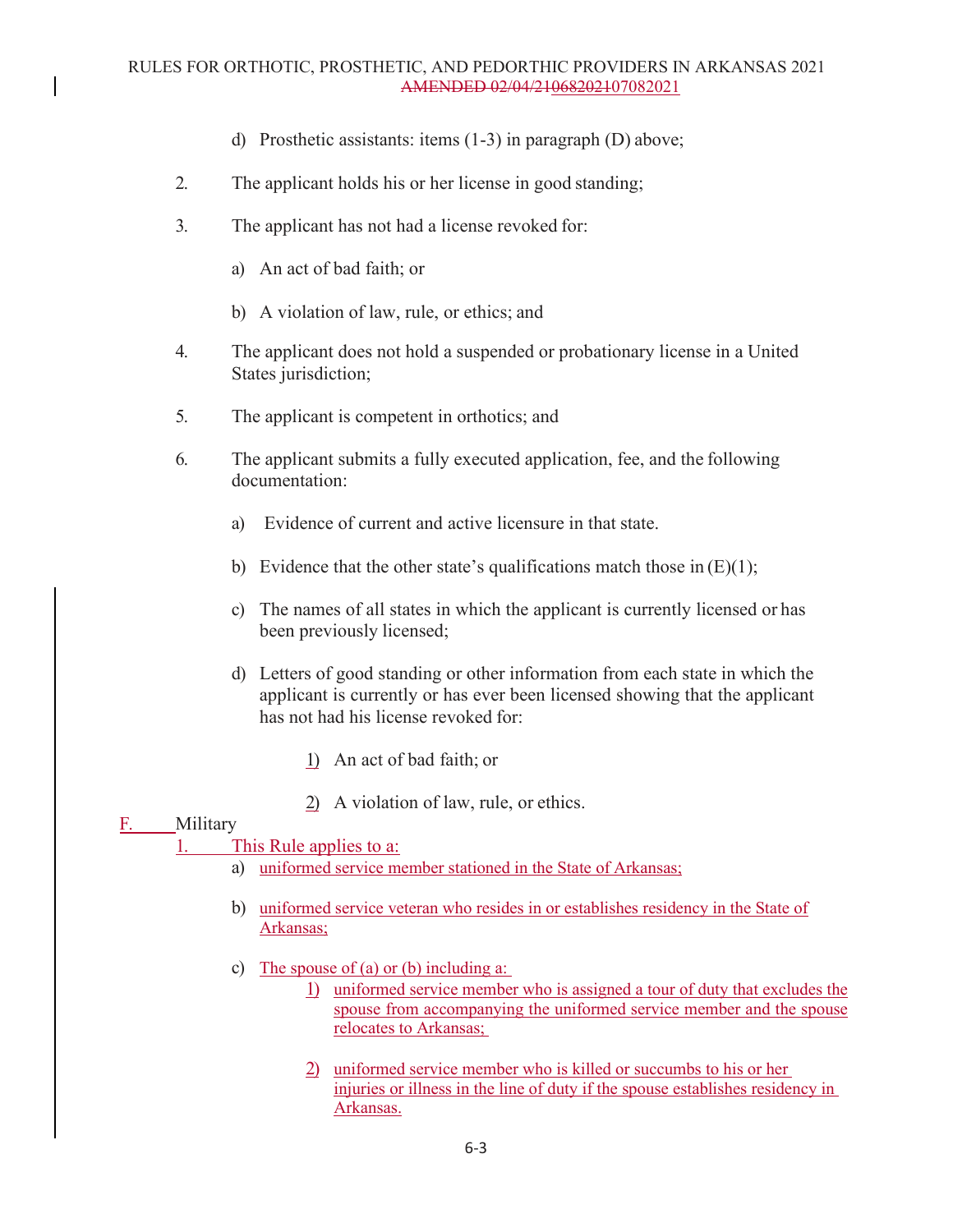d) Prosthetic assistants: items (1-3) in paragraph (D) above;

2. The applicant holds his or her license in good standing;

3. The applicant has not had a license revoked for:

   a) An act of bad faith; or

   b) A violation of law, rule, or ethics; and

4. The applicant does not hold a suspended or probationary license in a United States jurisdiction;

5. The applicant is competent in orthotics; and

6. The applicant submits a fully executed application, fee, and the following documentation:

   a) Evidence of current and active licensure in that state.

   b) Evidence that the other state's qualifications match those in (E)(1);

   c) The names of all states in which the applicant is currently licensed or has been previously licensed;

   d) Letters of good standing or other information from each state in which the applicant is currently or has ever been licensed showing that the applicant has not had his license revoked for:

      1) An act of bad faith; or

      2) A violation of law, rule, or ethics.

F. Military

1. This Rule applies to a:

   a) uniformed service member stationed in the State of Arkansas;

   b) uniformed service veteran who resides in or establishes residency in the State of Arkansas;

   c) The spouse of (a) or (b) including a:

      1) uniformed service member who is assigned a tour of duty that excludes the spouse from accompanying the uniformed service member and the spouse relocates to Arkansas;

      2) uniformed service member who is killed or succumbs to his or her injuries or illness in the line of duty if the spouse establishes residency in Arkansas.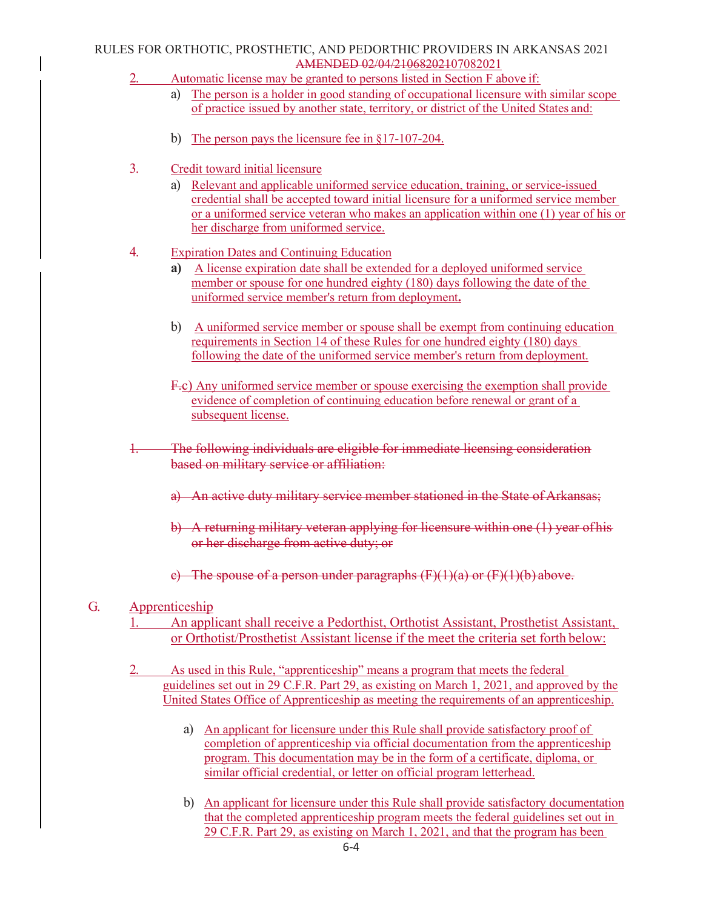2. Automatic license may be granted to persons listed in Section F above if:

   a) The person is a holder in good standing of occupational licensure with similar scope of practice issued by another state, territory, or district of the United States and:

   b) The person pays the licensure fee in §17-107-204.

3. Credit toward initial licensure

   a) Relevant and applicable uniformed service education, training, or service-issued credential shall be accepted toward initial licensure for a uniformed service member or a uniformed service veteran who makes an application within one (1) year of his or her discharge from uniformed service.

4. Expiration Dates and Continuing Education

   **a)** A license expiration date shall be extended for a deployed uniformed service member or spouse for one hundred eighty (180) days following the date of the uniformed service member's return from deployment**.**

   b) A uniformed service member or spouse shall be exempt from continuing education requirements in Section 14 of these Rules for one hundred eighty (180) days following the date of the uniformed service member's return from deployment.

   ~~F.~~c) Any uniformed service member or spouse exercising the exemption shall provide evidence of completion of continuing education before renewal or grant of a subsequent license.

~~1. The following individuals are eligible for immediate licensing consideration based on military service or affiliation:~~

   ~~a) An active duty military service member stationed in the State of Arkansas;~~

   ~~b) A returning military veteran applying for licensure within one (1) year of his or her discharge from active duty; or~~

   ~~c) The spouse of a person under paragraphs (F)(1)(a) or (F)(1)(b) above.~~

G. Apprenticeship

1. An applicant shall receive a Pedorthist, Orthotist Assistant, Prosthetist Assistant, or Orthotist/Prosthetist Assistant license if the meet the criteria set forth below:

2. As used in this Rule, "apprenticeship" means a program that meets the federal guidelines set out in 29 C.F.R. Part 29, as existing on March 1, 2021, and approved by the United States Office of Apprenticeship as meeting the requirements of an apprenticeship.

   a) An applicant for licensure under this Rule shall provide satisfactory proof of completion of apprenticeship via official documentation from the apprenticeship program. This documentation may be in the form of a certificate, diploma, or similar official credential, or letter on official program letterhead.

   b) An applicant for licensure under this Rule shall provide satisfactory documentation that the completed apprenticeship program meets the federal guidelines set out in 29 C.F.R. Part 29, as existing on March 1, 2021, and that the program has been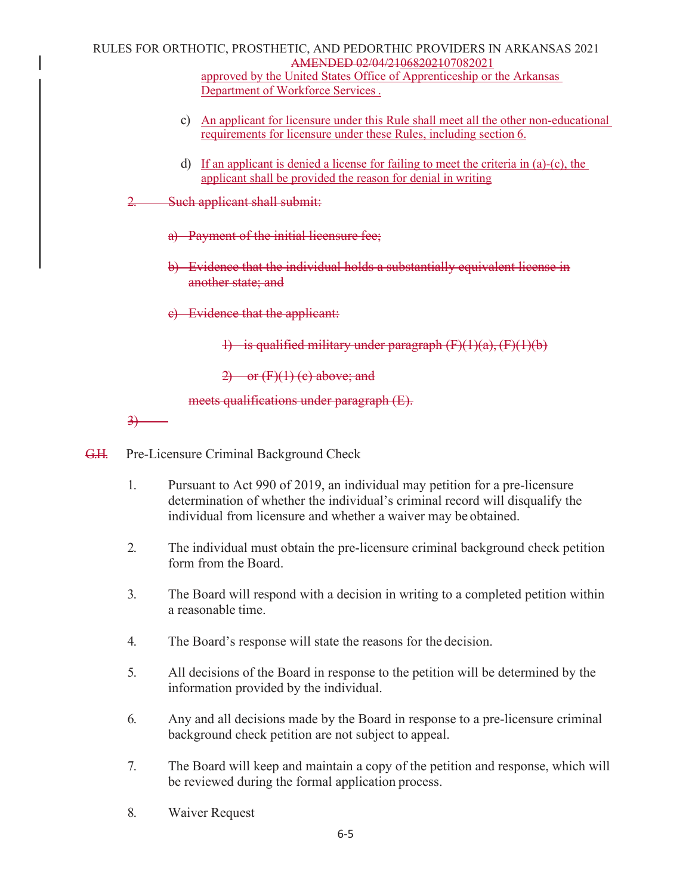approved by the United States Office of Apprenticeship or the Arkansas Department of Workforce Services .

c) An applicant for licensure under this Rule shall meet all the other non-educational requirements for licensure under these Rules, including section 6.

d) If an applicant is denied a license for failing to meet the criteria in (a)-(c), the applicant shall be provided the reason for denial in writing

~~2. Such applicant shall submit:~~

~~a) Payment of the initial licensure fee;~~

~~b) Evidence that the individual holds a substantially equivalent license in another state; and~~

~~c) Evidence that the applicant:~~

~~1) is qualified military under paragraph (F)(1)(a), (F)(1)(b)~~

~~2) or (F)(1) (c) above; and~~

~~meets qualifications under paragraph (E).~~

~~3)~~

~~G.~~H. Pre-Licensure Criminal Background Check

1. Pursuant to Act 990 of 2019, an individual may petition for a pre-licensure determination of whether the individual's criminal record will disqualify the individual from licensure and whether a waiver may be obtained.

2. The individual must obtain the pre-licensure criminal background check petition form from the Board.

3. The Board will respond with a decision in writing to a completed petition within a reasonable time.

4. The Board's response will state the reasons for the decision.

5. All decisions of the Board in response to the petition will be determined by the information provided by the individual.

6. Any and all decisions made by the Board in response to a pre-licensure criminal background check petition are not subject to appeal.

7. The Board will keep and maintain a copy of the petition and response, which will be reviewed during the formal application process.

8. Waiver Request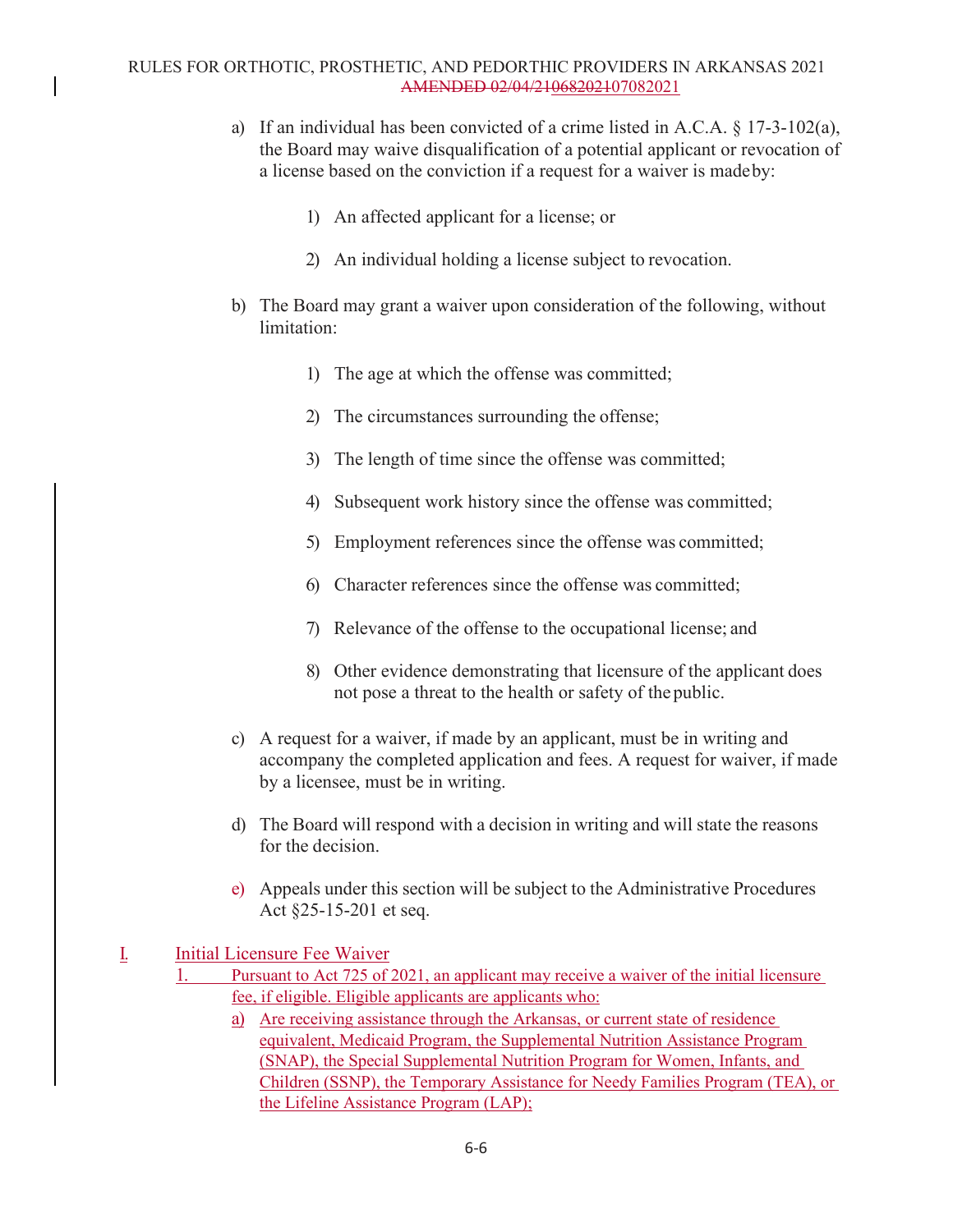a) If an individual has been convicted of a crime listed in A.C.A. § 17-3-102(a), the Board may waive disqualification of a potential applicant or revocation of a license based on the conviction if a request for a waiver is made by:

   1) An affected applicant for a license; or

   2) An individual holding a license subject to revocation.

b) The Board may grant a waiver upon consideration of the following, without limitation:

   1) The age at which the offense was committed;

   2) The circumstances surrounding the offense;

   3) The length of time since the offense was committed;

   4) Subsequent work history since the offense was committed;

   5) Employment references since the offense was committed;

   6) Character references since the offense was committed;

   7) Relevance of the offense to the occupational license; and

   8) Other evidence demonstrating that licensure of the applicant does not pose a threat to the health or safety of the public.

c) A request for a waiver, if made by an applicant, must be in writing and accompany the completed application and fees. A request for waiver, if made by a licensee, must be in writing.

d) The Board will respond with a decision in writing and will state the reasons for the decision.

e) Appeals under this section will be subject to the Administrative Procedures Act §25-15-201 et seq.

I. Initial Licensure Fee Waiver

1. Pursuant to Act 725 of 2021, an applicant may receive a waiver of the initial licensure fee, if eligible. Eligible applicants are applicants who:

   a) Are receiving assistance through the Arkansas, or current state of residence equivalent, Medicaid Program, the Supplemental Nutrition Assistance Program (SNAP), the Special Supplemental Nutrition Program for Women, Infants, and Children (SSNP), the Temporary Assistance for Needy Families Program (TEA), or the Lifeline Assistance Program (LAP);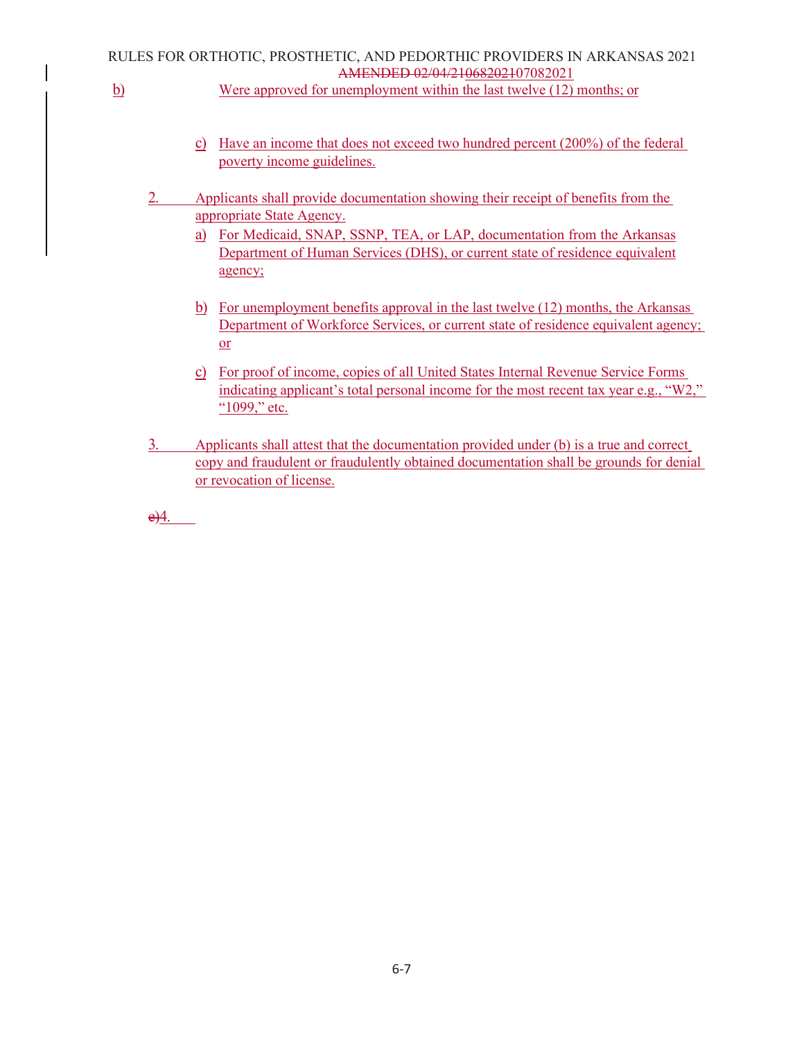b) Were approved for unemployment within the last twelve (12) months; or

c) Have an income that does not exceed two hundred percent (200%) of the federal poverty income guidelines.

2. Applicants shall provide documentation showing their receipt of benefits from the appropriate State Agency.

   a) For Medicaid, SNAP, SSNP, TEA, or LAP, documentation from the Arkansas Department of Human Services (DHS), or current state of residence equivalent agency;

   b) For unemployment benefits approval in the last twelve (12) months, the Arkansas Department of Workforce Services, or current state of residence equivalent agency; or

   c) For proof of income, copies of all United States Internal Revenue Service Forms indicating applicant's total personal income for the most recent tax year e.g., "W2," "1099," etc.

3. Applicants shall attest that the documentation provided under (b) is a true and correct copy and fraudulent or fraudulently obtained documentation shall be grounds for denial or revocation of license.

~~c)~~4.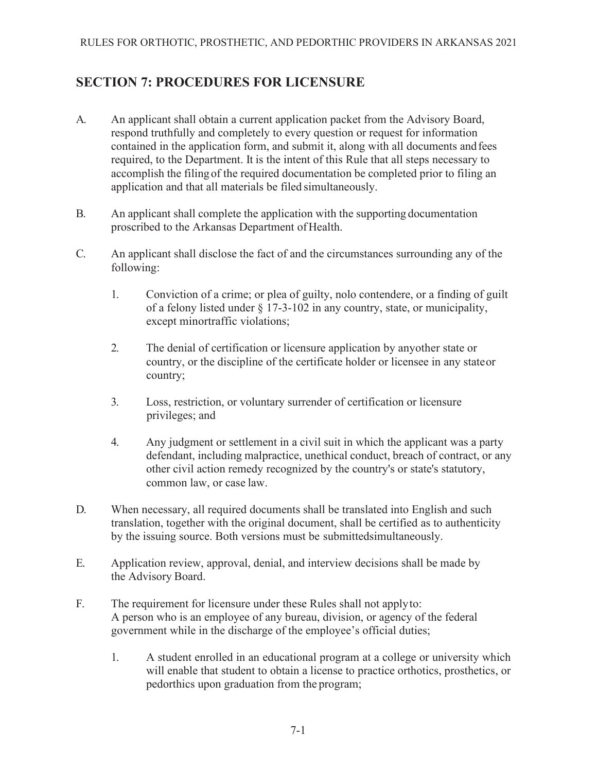## SECTION 7: PROCEDURES FOR LICENSURE

A. An applicant shall obtain a current application packet from the Advisory Board, respond truthfully and completely to every question or request for information contained in the application form, and submit it, along with all documents and fees required, to the Department. It is the intent of this Rule that all steps necessary to accomplish the filing of the required documentation be completed prior to filing an application and that all materials be filed simultaneously.

B. An applicant shall complete the application with the supporting documentation proscribed to the Arkansas Department of Health.

C. An applicant shall disclose the fact of and the circumstances surrounding any of the following:

1. Conviction of a crime; or plea of guilty, nolo contendere, or a finding of guilt of a felony listed under § 17-3-102 in any country, state, or municipality, except minor traffic violations;

2. The denial of certification or licensure application by any other state or country, or the discipline of the certificate holder or licensee in any state or country;

3. Loss, restriction, or voluntary surrender of certification or licensure privileges; and

4. Any judgment or settlement in a civil suit in which the applicant was a party defendant, including malpractice, unethical conduct, breach of contract, or any other civil action remedy recognized by the country's or state's statutory, common law, or case law.

D. When necessary, all required documents shall be translated into English and such translation, together with the original document, shall be certified as to authenticity by the issuing source. Both versions must be submitted simultaneously.

E. Application review, approval, denial, and interview decisions shall be made by the Advisory Board.

F. The requirement for licensure under these Rules shall not apply to:
A person who is an employee of any bureau, division, or agency of the federal government while in the discharge of the employee's official duties;

1. A student enrolled in an educational program at a college or university which will enable that student to obtain a license to practice orthotics, prosthetics, or pedorthics upon graduation from the program;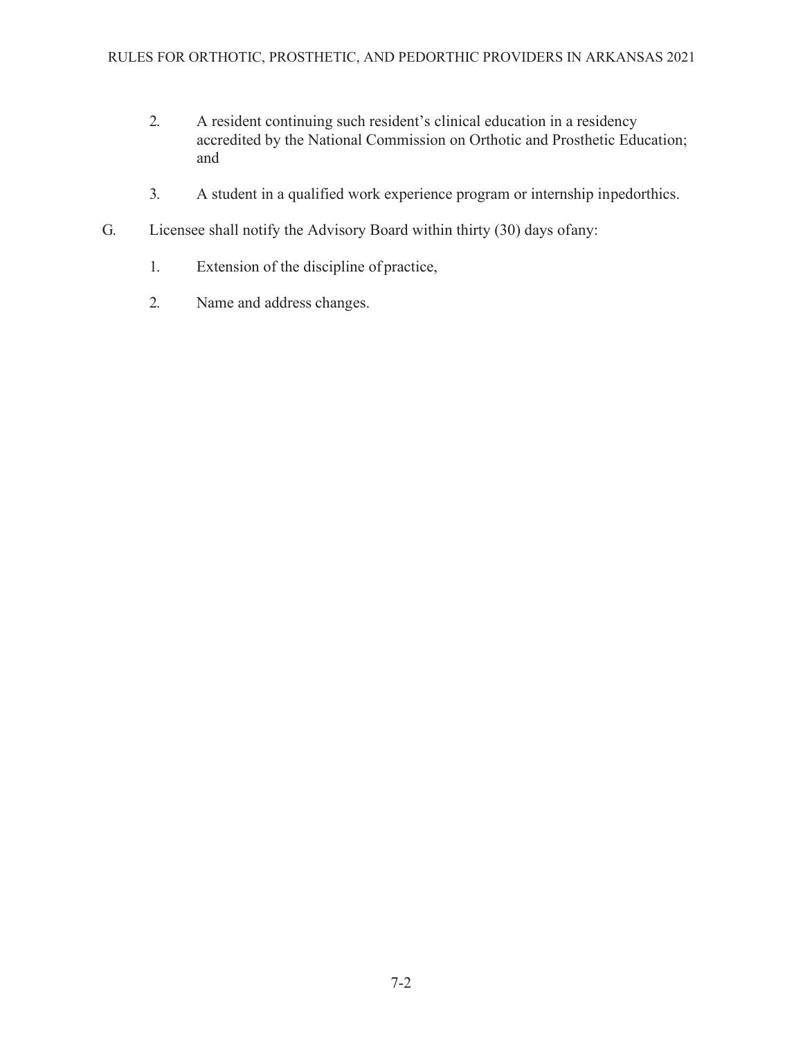2. A resident continuing such resident's clinical education in a residency accredited by the National Commission on Orthotic and Prosthetic Education; and

3. A student in a qualified work experience program or internship inpedorthics.

G. Licensee shall notify the Advisory Board within thirty (30) days ofany:

1. Extension of the discipline of practice,

2. Name and address changes.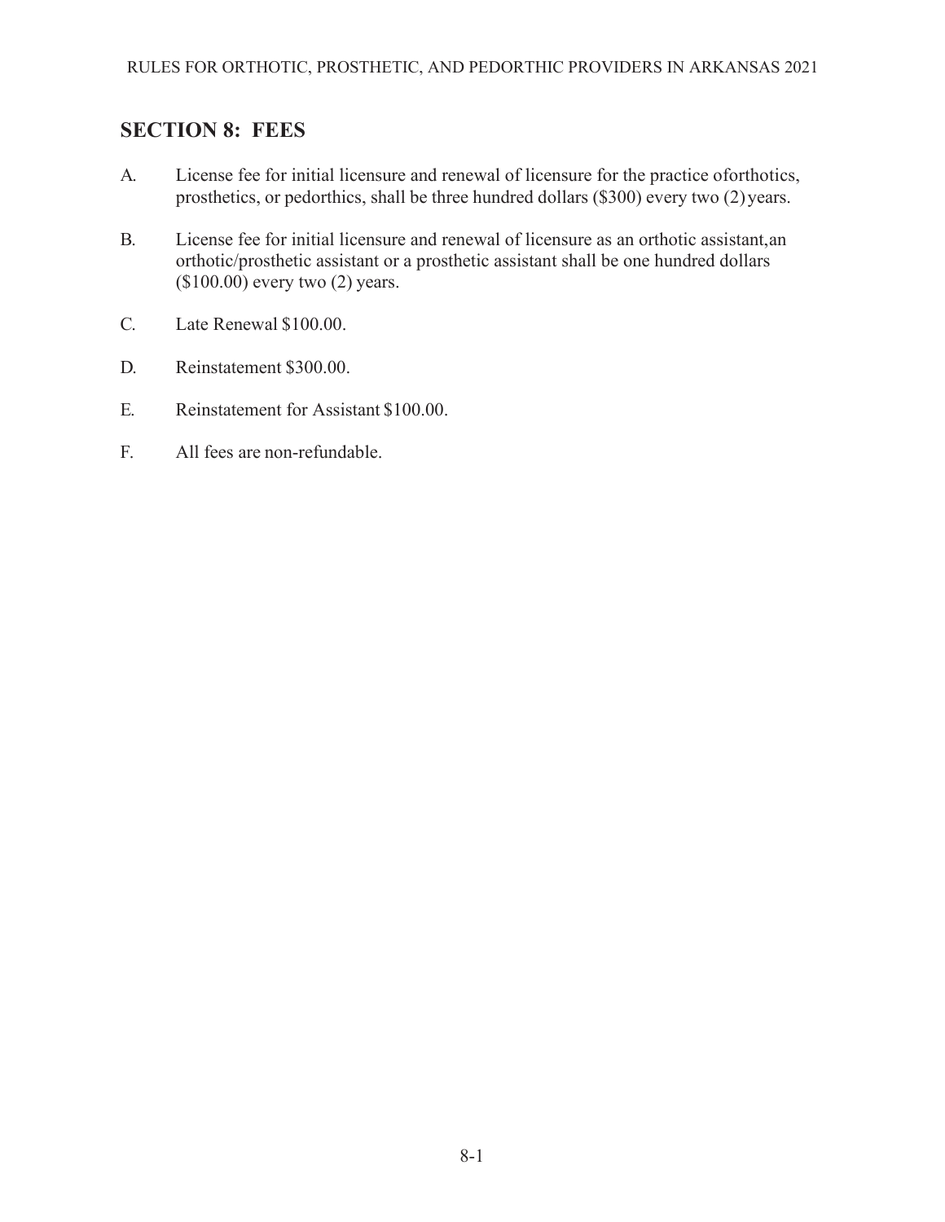## SECTION 8: FEES

A. License fee for initial licensure and renewal of licensure for the practice oforthotics, prosthetics, or pedorthics, shall be three hundred dollars ($300) every two (2) years.

B. License fee for initial licensure and renewal of licensure as an orthotic assistant,an orthotic/prosthetic assistant or a prosthetic assistant shall be one hundred dollars ($100.00) every two (2) years.

C. Late Renewal $100.00.

D. Reinstatement $300.00.

E. Reinstatement for Assistant $100.00.

F. All fees are non-refundable.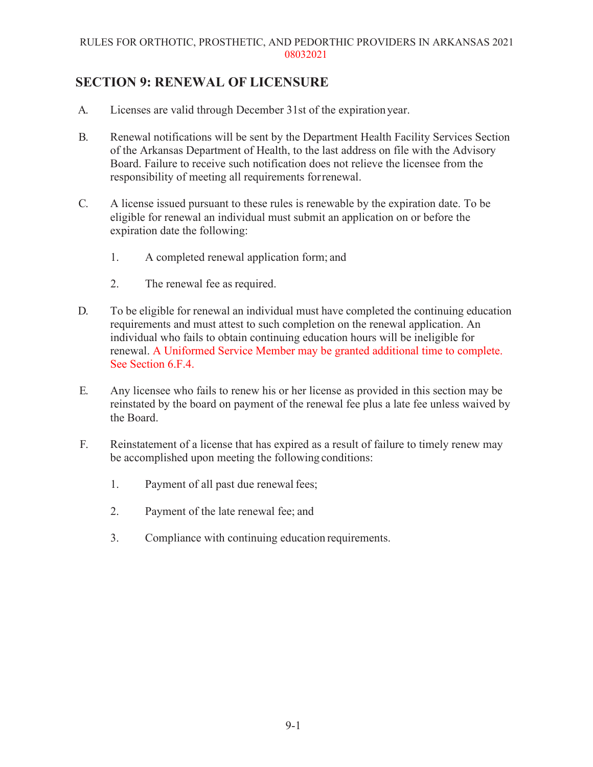## SECTION 9: RENEWAL OF LICENSURE

A. Licenses are valid through December 31st of the expiration year.

B. Renewal notifications will be sent by the Department Health Facility Services Section of the Arkansas Department of Health, to the last address on file with the Advisory Board. Failure to receive such notification does not relieve the licensee from the responsibility of meeting all requirements for renewal.

C. A license issued pursuant to these rules is renewable by the expiration date. To be eligible for renewal an individual must submit an application on or before the expiration date the following:

   1. A completed renewal application form; and

   2. The renewal fee as required.

D. To be eligible for renewal an individual must have completed the continuing education requirements and must attest to such completion on the renewal application. An individual who fails to obtain continuing education hours will be ineligible for renewal. A Uniformed Service Member may be granted additional time to complete. See Section 6.F.4.

E. Any licensee who fails to renew his or her license as provided in this section may be reinstated by the board on payment of the renewal fee plus a late fee unless waived by the Board.

F. Reinstatement of a license that has expired as a result of failure to timely renew may be accomplished upon meeting the following conditions:

   1. Payment of all past due renewal fees;

   2. Payment of the late renewal fee; and

   3. Compliance with continuing education requirements.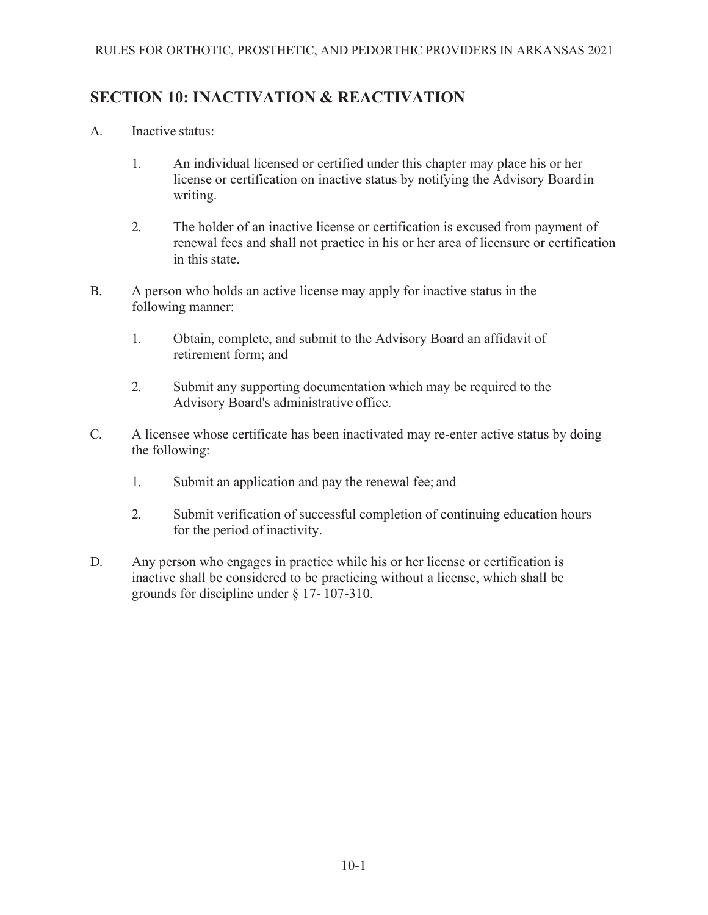## SECTION 10: INACTIVATION & REACTIVATION

A. Inactive status:

1. An individual licensed or certified under this chapter may place his or her license or certification on inactive status by notifying the Advisory Board in writing.

2. The holder of an inactive license or certification is excused from payment of renewal fees and shall not practice in his or her area of licensure or certification in this state.

B. A person who holds an active license may apply for inactive status in the following manner:

1. Obtain, complete, and submit to the Advisory Board an affidavit of retirement form; and

2. Submit any supporting documentation which may be required to the Advisory Board's administrative office.

C. A licensee whose certificate has been inactivated may re-enter active status by doing the following:

1. Submit an application and pay the renewal fee; and

2. Submit verification of successful completion of continuing education hours for the period of inactivity.

D. Any person who engages in practice while his or her license or certification is inactive shall be considered to be practicing without a license, which shall be grounds for discipline under § 17- 107-310.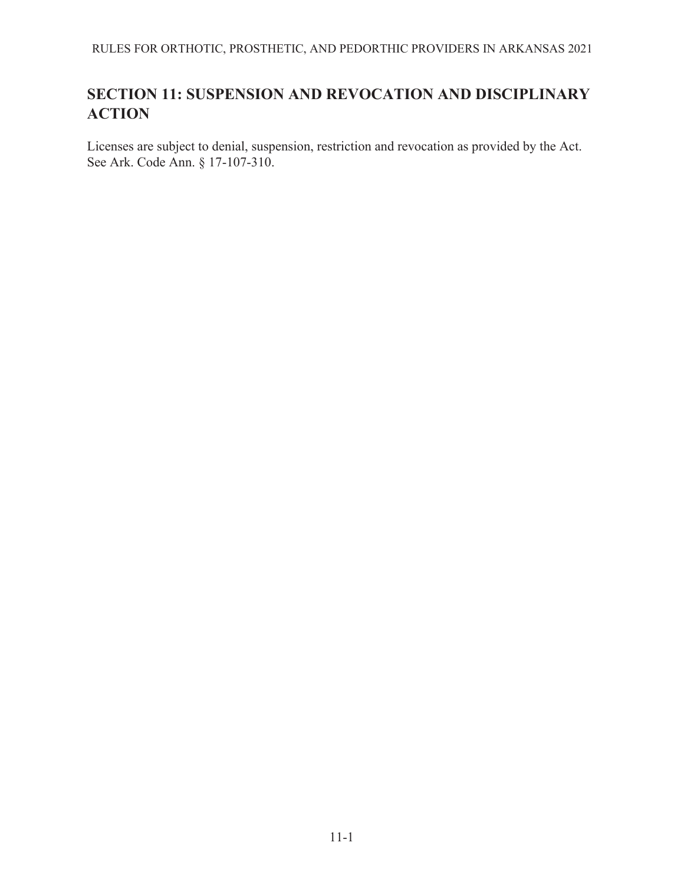## SECTION 11: SUSPENSION AND REVOCATION AND DISCIPLINARY ACTION

Licenses are subject to denial, suspension, restriction and revocation as provided by the Act. See Ark. Code Ann. § 17-107-310.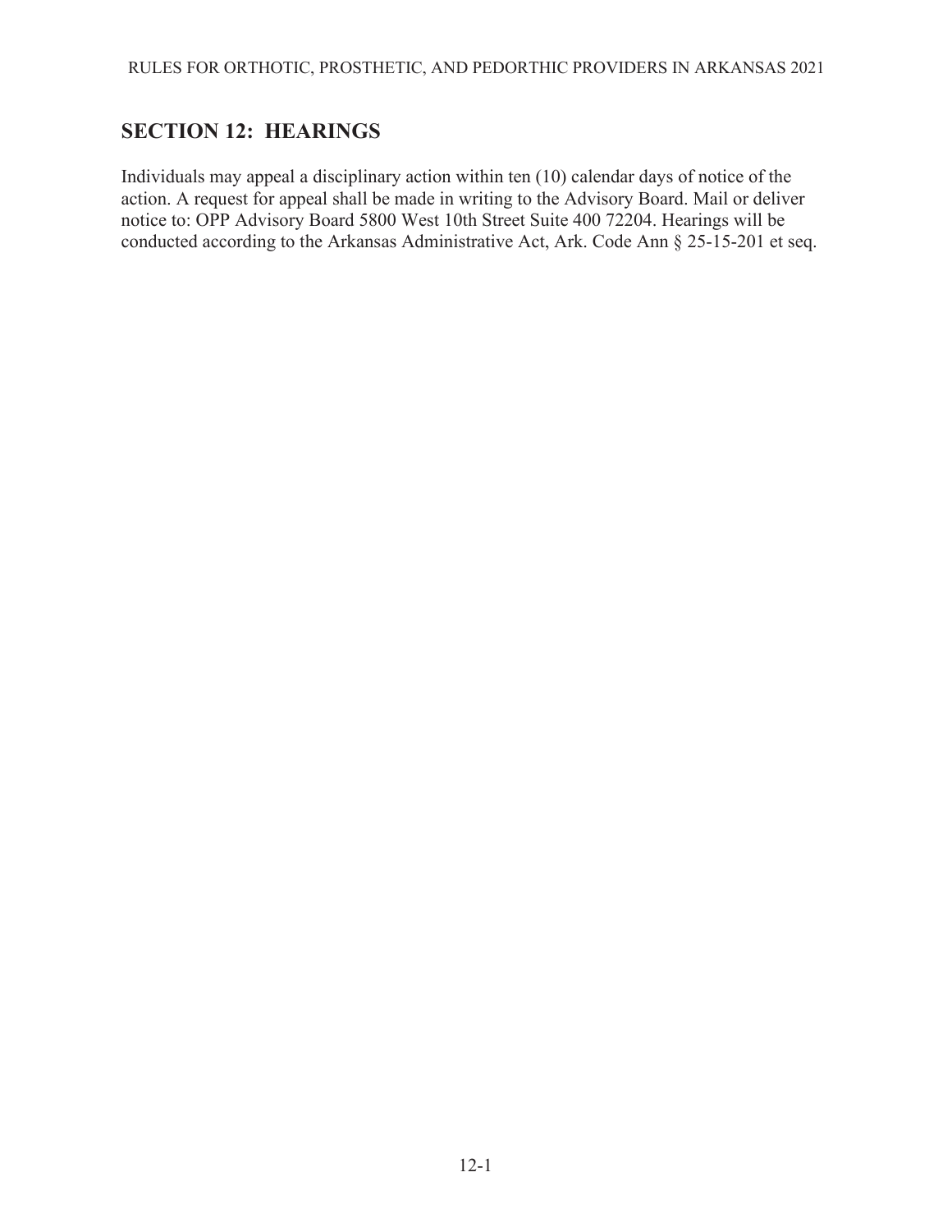## SECTION 12: HEARINGS

Individuals may appeal a disciplinary action within ten (10) calendar days of notice of the action. A request for appeal shall be made in writing to the Advisory Board. Mail or deliver notice to: OPP Advisory Board 5800 West 10th Street Suite 400 72204. Hearings will be conducted according to the Arkansas Administrative Act, Ark. Code Ann § 25-15-201 et seq.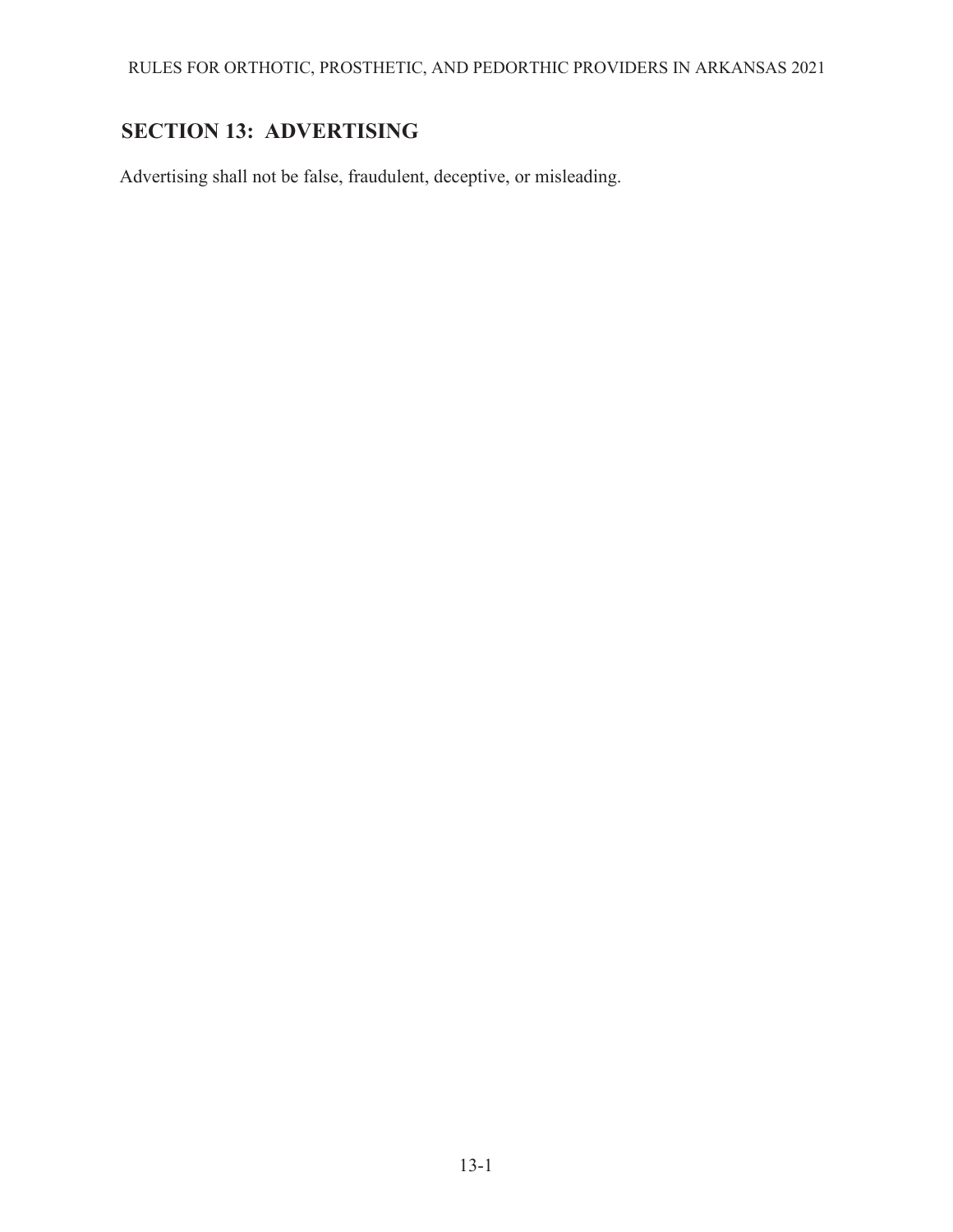## SECTION 13: ADVERTISING

Advertising shall not be false, fraudulent, deceptive, or misleading.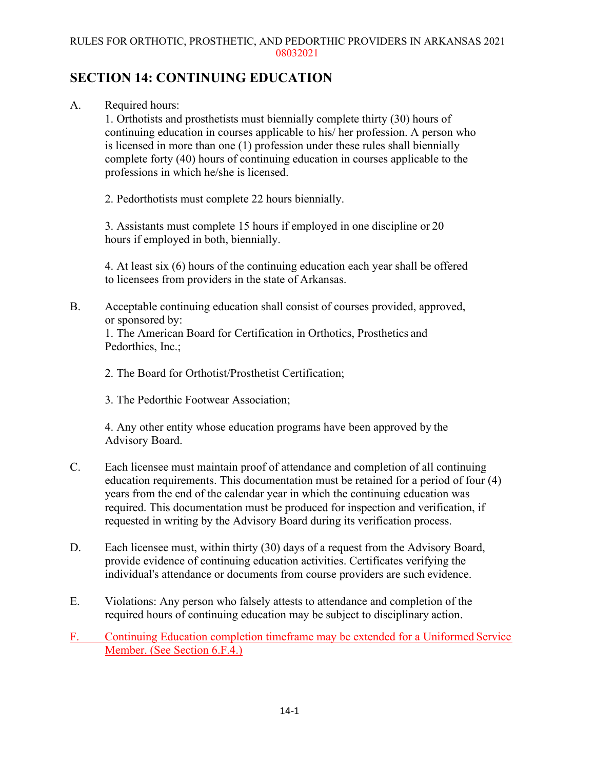# SECTION 14: CONTINUING EDUCATION

A. Required hours:

1. Orthotists and prosthetists must biennially complete thirty (30) hours of continuing education in courses applicable to his/ her profession. A person who is licensed in more than one (1) profession under these rules shall biennially complete forty (40) hours of continuing education in courses applicable to the professions in which he/she is licensed.

2. Pedorthotists must complete 22 hours biennially.

3. Assistants must complete 15 hours if employed in one discipline or 20 hours if employed in both, biennially.

4. At least six (6) hours of the continuing education each year shall be offered to licensees from providers in the state of Arkansas.

B. Acceptable continuing education shall consist of courses provided, approved, or sponsored by:

1. The American Board for Certification in Orthotics, Prosthetics and Pedorthics, Inc.;

2. The Board for Orthotist/Prosthetist Certification;

3. The Pedorthic Footwear Association;

4. Any other entity whose education programs have been approved by the Advisory Board.

C. Each licensee must maintain proof of attendance and completion of all continuing education requirements. This documentation must be retained for a period of four (4) years from the end of the calendar year in which the continuing education was required. This documentation must be produced for inspection and verification, if requested in writing by the Advisory Board during its verification process.

D. Each licensee must, within thirty (30) days of a request from the Advisory Board, provide evidence of continuing education activities. Certificates verifying the individual's attendance or documents from course providers are such evidence.

E. Violations: Any person who falsely attests to attendance and completion of the required hours of continuing education may be subject to disciplinary action.

F. Continuing Education completion timeframe may be extended for a Uniformed Service Member. (See Section 6.F.4.)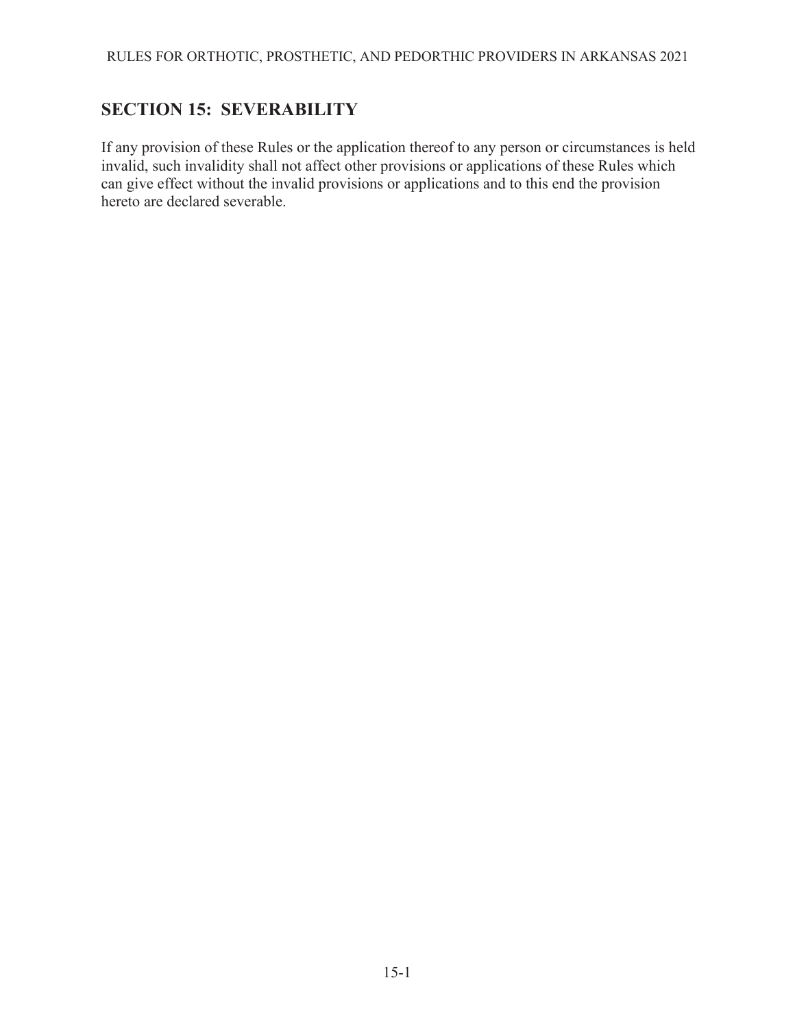## SECTION 15: SEVERABILITY

If any provision of these Rules or the application thereof to any person or circumstances is held invalid, such invalidity shall not affect other provisions or applications of these Rules which can give effect without the invalid provisions or applications and to this end the provision hereto are declared severable.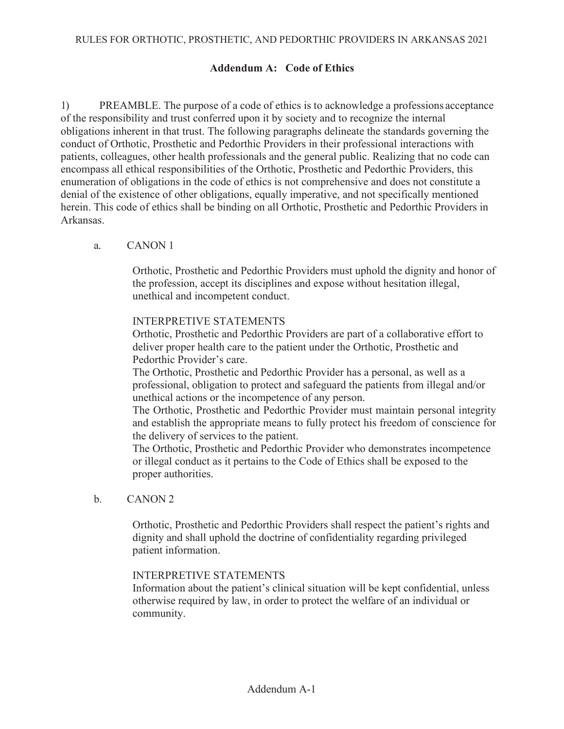## Addendum A: Code of Ethics

1) PREAMBLE. The purpose of a code of ethics is to acknowledge a professions acceptance of the responsibility and trust conferred upon it by society and to recognize the internal obligations inherent in that trust. The following paragraphs delineate the standards governing the conduct of Orthotic, Prosthetic and Pedorthic Providers in their professional interactions with patients, colleagues, other health professionals and the general public. Realizing that no code can encompass all ethical responsibilities of the Orthotic, Prosthetic and Pedorthic Providers, this enumeration of obligations in the code of ethics is not comprehensive and does not constitute a denial of the existence of other obligations, equally imperative, and not specifically mentioned herein. This code of ethics shall be binding on all Orthotic, Prosthetic and Pedorthic Providers in Arkansas.

a. CANON 1

Orthotic, Prosthetic and Pedorthic Providers must uphold the dignity and honor of the profession, accept its disciplines and expose without hesitation illegal, unethical and incompetent conduct.

INTERPRETIVE STATEMENTS

Orthotic, Prosthetic and Pedorthic Providers are part of a collaborative effort to deliver proper health care to the patient under the Orthotic, Prosthetic and Pedorthic Provider's care.

The Orthotic, Prosthetic and Pedorthic Provider has a personal, as well as a professional, obligation to protect and safeguard the patients from illegal and/or unethical actions or the incompetence of any person.

The Orthotic, Prosthetic and Pedorthic Provider must maintain personal integrity and establish the appropriate means to fully protect his freedom of conscience for the delivery of services to the patient.

The Orthotic, Prosthetic and Pedorthic Provider who demonstrates incompetence or illegal conduct as it pertains to the Code of Ethics shall be exposed to the proper authorities.

b. CANON 2

Orthotic, Prosthetic and Pedorthic Providers shall respect the patient's rights and dignity and shall uphold the doctrine of confidentiality regarding privileged patient information.

INTERPRETIVE STATEMENTS

Information about the patient's clinical situation will be kept confidential, unless otherwise required by law, in order to protect the welfare of an individual or community.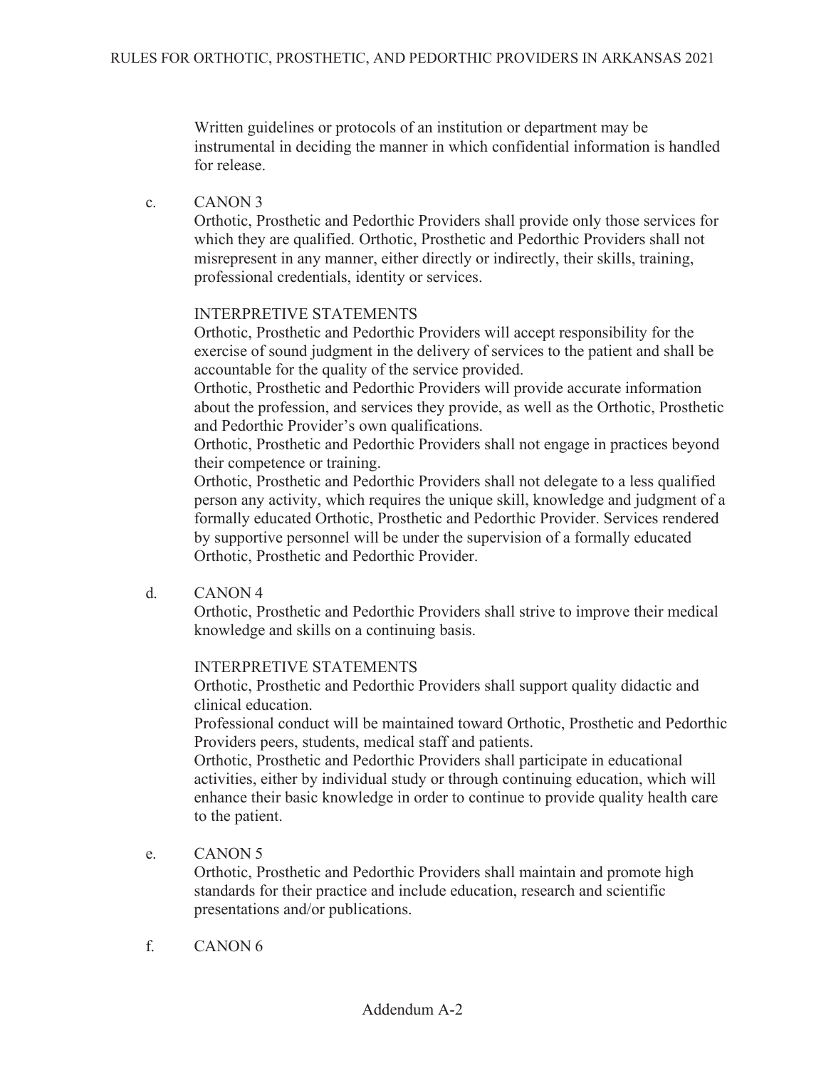Written guidelines or protocols of an institution or department may be instrumental in deciding the manner in which confidential information is handled for release.

c. CANON 3

Orthotic, Prosthetic and Pedorthic Providers shall provide only those services for which they are qualified. Orthotic, Prosthetic and Pedorthic Providers shall not misrepresent in any manner, either directly or indirectly, their skills, training, professional credentials, identity or services.

INTERPRETIVE STATEMENTS

Orthotic, Prosthetic and Pedorthic Providers will accept responsibility for the exercise of sound judgment in the delivery of services to the patient and shall be accountable for the quality of the service provided.

Orthotic, Prosthetic and Pedorthic Providers will provide accurate information about the profession, and services they provide, as well as the Orthotic, Prosthetic and Pedorthic Provider's own qualifications.

Orthotic, Prosthetic and Pedorthic Providers shall not engage in practices beyond their competence or training.

Orthotic, Prosthetic and Pedorthic Providers shall not delegate to a less qualified person any activity, which requires the unique skill, knowledge and judgment of a formally educated Orthotic, Prosthetic and Pedorthic Provider. Services rendered by supportive personnel will be under the supervision of a formally educated Orthotic, Prosthetic and Pedorthic Provider.

d. CANON 4

Orthotic, Prosthetic and Pedorthic Providers shall strive to improve their medical knowledge and skills on a continuing basis.

INTERPRETIVE STATEMENTS

Orthotic, Prosthetic and Pedorthic Providers shall support quality didactic and clinical education.

Professional conduct will be maintained toward Orthotic, Prosthetic and Pedorthic Providers peers, students, medical staff and patients.

Orthotic, Prosthetic and Pedorthic Providers shall participate in educational activities, either by individual study or through continuing education, which will enhance their basic knowledge in order to continue to provide quality health care to the patient.

e. CANON 5

Orthotic, Prosthetic and Pedorthic Providers shall maintain and promote high standards for their practice and include education, research and scientific presentations and/or publications.

f. CANON 6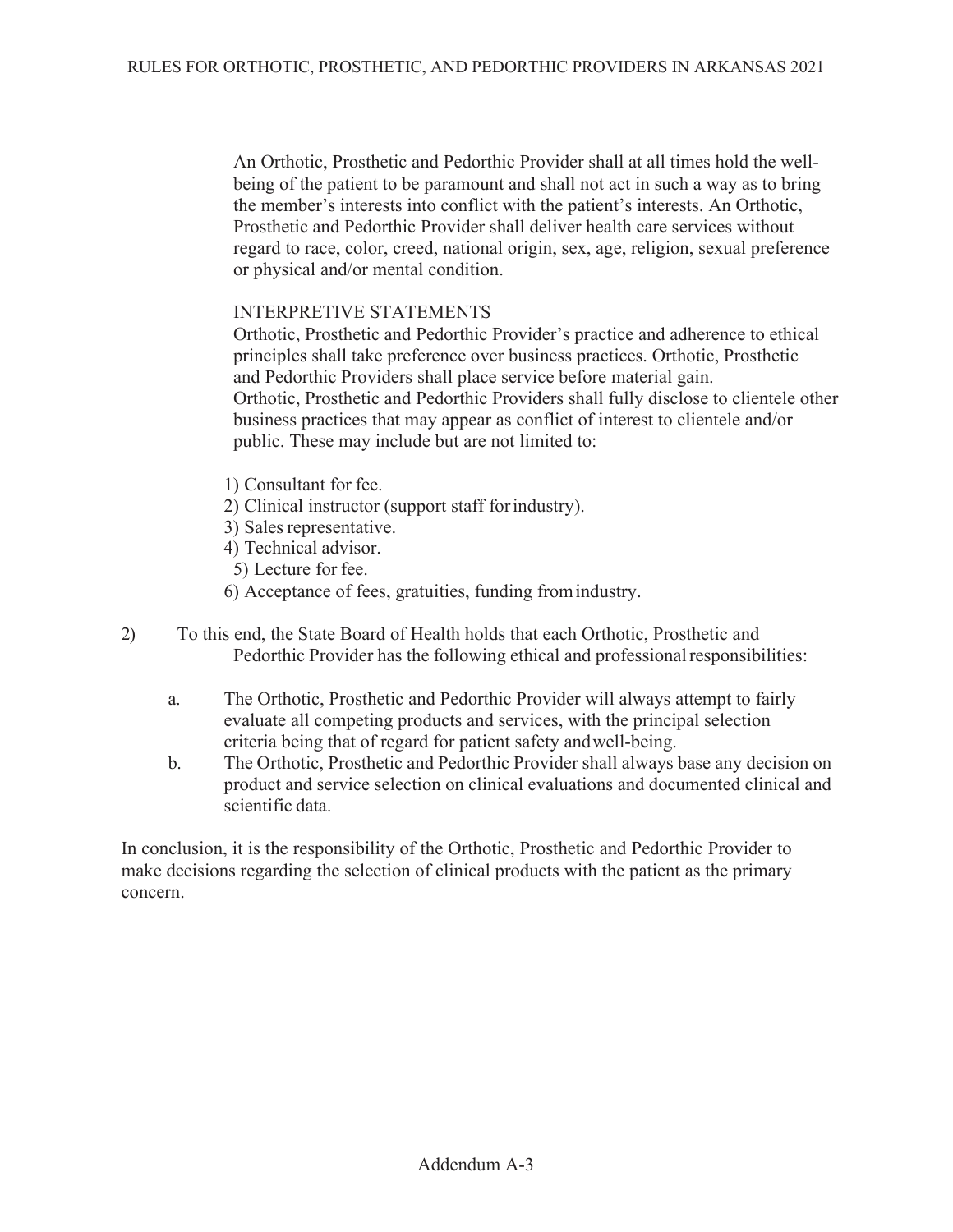An Orthotic, Prosthetic and Pedorthic Provider shall at all times hold the well-being of the patient to be paramount and shall not act in such a way as to bring the member's interests into conflict with the patient's interests. An Orthotic, Prosthetic and Pedorthic Provider shall deliver health care services without regard to race, color, creed, national origin, sex, age, religion, sexual preference or physical and/or mental condition.

INTERPRETIVE STATEMENTS

Orthotic, Prosthetic and Pedorthic Provider's practice and adherence to ethical principles shall take preference over business practices. Orthotic, Prosthetic and Pedorthic Providers shall place service before material gain. Orthotic, Prosthetic and Pedorthic Providers shall fully disclose to clientele other business practices that may appear as conflict of interest to clientele and/or public. These may include but are not limited to:

1) Consultant for fee.
2) Clinical instructor (support staff for industry).
3) Sales representative.
4) Technical advisor.
5) Lecture for fee.
6) Acceptance of fees, gratuities, funding from industry.

2) To this end, the State Board of Health holds that each Orthotic, Prosthetic and Pedorthic Provider has the following ethical and professional responsibilities:

   a. The Orthotic, Prosthetic and Pedorthic Provider will always attempt to fairly evaluate all competing products and services, with the principal selection criteria being that of regard for patient safety and well-being.
   b. The Orthotic, Prosthetic and Pedorthic Provider shall always base any decision on product and service selection on clinical evaluations and documented clinical and scientific data.

In conclusion, it is the responsibility of the Orthotic, Prosthetic and Pedorthic Provider to make decisions regarding the selection of clinical products with the patient as the primary concern.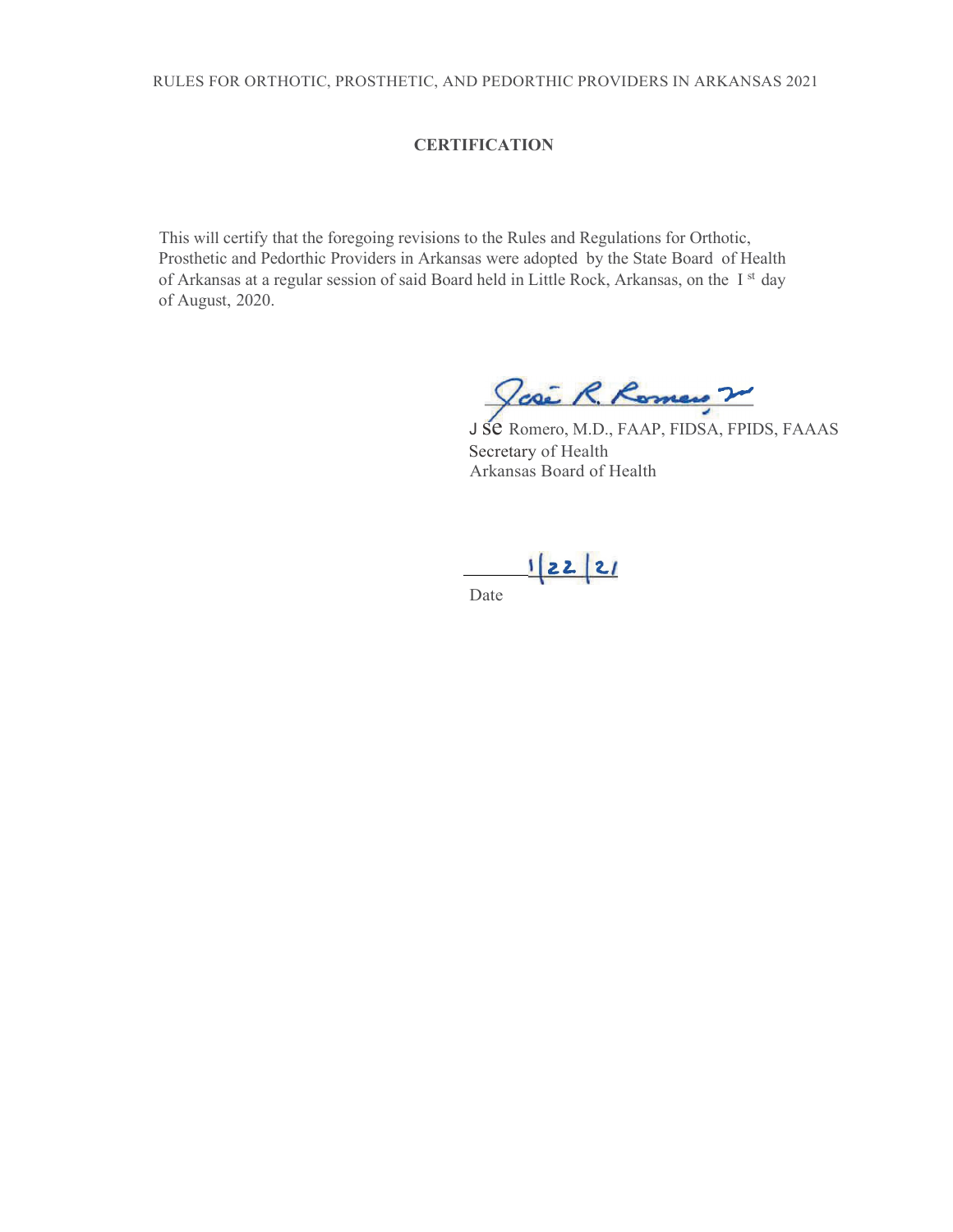## CERTIFICATION

This will certify that the foregoing revisions to the Rules and Regulations for Orthotic, Prosthetic and Pedorthic Providers in Arkansas were adopted by the State Board of Health of Arkansas at a regular session of said Board held in Little Rock, Arkansas, on the I st day of August, 2020.

J se Romero, M.D., FAAP, FIDSA, FPIDS, FAAAS
Secretary of Health
Arkansas Board of Health

1/22/21
Date